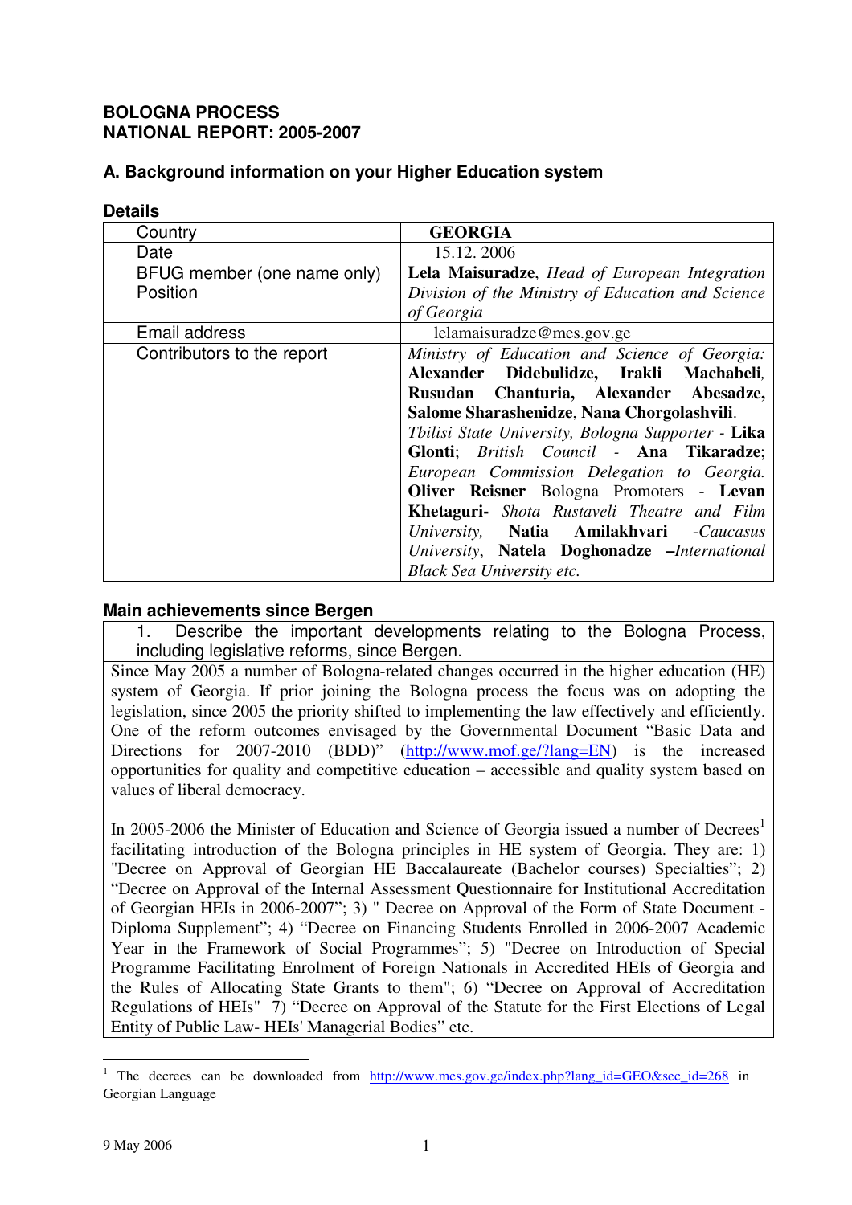**BOLOGNA PROCESS**
**NATIONAL REPORT: 2005-2007**

## A. Background information on your Higher Education system

### Details

| | |
|---|---|
| Country | **GEORGIA** |
| Date | 15.12. 2006 |
| BFUG member (one name only) Position | **Lela Maisuradze**, *Head of European Integration Division of the Ministry of Education and Science of Georgia* |
| Email address | lelamaisuradze@mes.gov.ge |
| Contributors to the report | *Ministry of Education and Science of Georgia:* **Alexander Didebulidze, Irakli Machabeli, Rusudan Chanturia, Alexander Abesadze, Salome Sharashenidze**, **Nana Chorgolashvili**. *Tbilisi State University, Bologna Supporter* - **Lika Glonti**; *British Council* - **Ana Tikaradze**; *European Commission Delegation to Georgia.* **Oliver Reisner** Bologna Promoters - **Levan Khetaguri-** *Shota Rustaveli Theatre and Film University,* **Natia Amilakhvari** *-Caucasus University*, **Natela Doghonadze** *–International Black Sea University etc.* |

### Main achievements since Bergen

| 1. Describe the important developments relating to the Bologna Process, including legislative reforms, since Bergen. |
|---|
| Since May 2005 a number of Bologna-related changes occurred in the higher education (HE) system of Georgia. If prior joining the Bologna process the focus was on adopting the legislation, since 2005 the priority shifted to implementing the law effectively and efficiently. One of the reform outcomes envisaged by the Governmental Document "Basic Data and Directions for 2007-2010 (BDD)" (http://www.mof.ge/?lang=EN) is the increased opportunities for quality and competitive education – accessible and quality system based on values of liberal democracy.<br><br>In 2005-2006 the Minister of Education and Science of Georgia issued a number of Decrees[1] facilitating introduction of the Bologna principles in HE system of Georgia. They are: 1) "Decree on Approval of Georgian HE Baccalaureate (Bachelor courses) Specialties"; 2) "Decree on Approval of the Internal Assessment Questionnaire for Institutional Accreditation of Georgian HEIs in 2006-2007"; 3) " Decree on Approval of the Form of State Document - Diploma Supplement"; 4) "Decree on Financing Students Enrolled in 2006-2007 Academic Year in the Framework of Social Programmes"; 5) "Decree on Introduction of Special Programme Facilitating Enrolment of Foreign Nationals in Accredited HEIs of Georgia and the Rules of Allocating State Grants to them"; 6) "Decree on Approval of Accreditation Regulations of HEIs" 7) "Decree on Approval of the Statute for the First Elections of Legal Entity of Public Law- HEIs' Managerial Bodies" etc. |

[1] The decrees can be downloaded from http://www.mes.gov.ge/index.php?lang_id=GEO&sec_id=268 in Georgian Language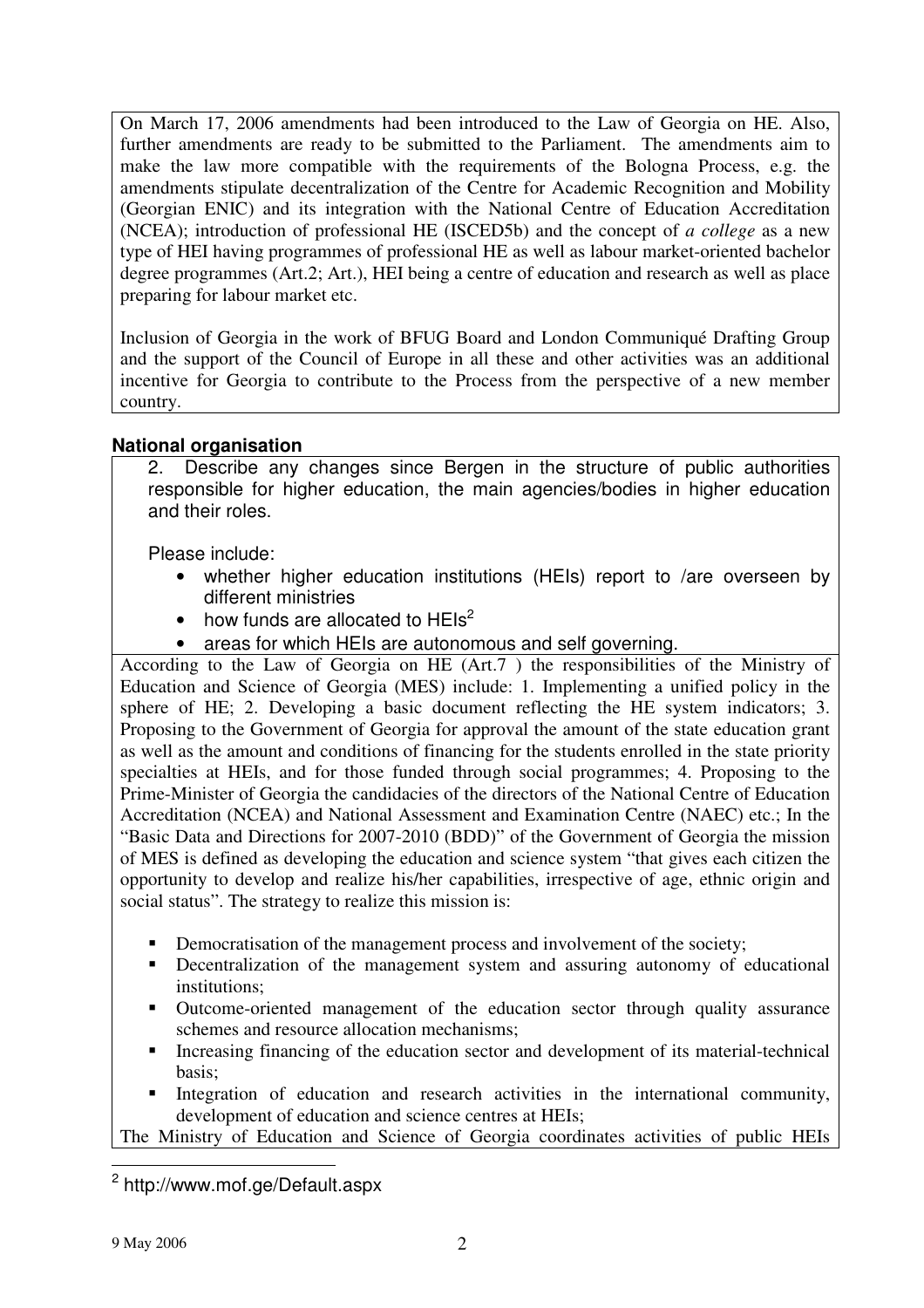On March 17, 2006 amendments had been introduced to the Law of Georgia on HE. Also, further amendments are ready to be submitted to the Parliament. The amendments aim to make the law more compatible with the requirements of the Bologna Process, e.g. the amendments stipulate decentralization of the Centre for Academic Recognition and Mobility (Georgian ENIC) and its integration with the National Centre of Education Accreditation (NCEA); introduction of professional HE (ISCED5b) and the concept of *a college* as a new type of HEI having programmes of professional HE as well as labour market-oriented bachelor degree programmes (Art.2; Art.), HEI being a centre of education and research as well as place preparing for labour market etc.

Inclusion of Georgia in the work of BFUG Board and London Communiqué Drafting Group and the support of the Council of Europe in all these and other activities was an additional incentive for Georgia to contribute to the Process from the perspective of a new member country.

### National organisation

2. Describe any changes since Bergen in the structure of public authorities responsible for higher education, the main agencies/bodies in higher education and their roles.

Please include:

- whether higher education institutions (HEIs) report to /are overseen by different ministries
- how funds are allocated to HEIs[2]
- areas for which HEIs are autonomous and self governing.

According to the Law of Georgia on HE (Art.7 ) the responsibilities of the Ministry of Education and Science of Georgia (MES) include: 1. Implementing a unified policy in the sphere of HE; 2. Developing a basic document reflecting the HE system indicators; 3. Proposing to the Government of Georgia for approval the amount of the state education grant as well as the amount and conditions of financing for the students enrolled in the state priority specialties at HEIs, and for those funded through social programmes; 4. Proposing to the Prime-Minister of Georgia the candidacies of the directors of the National Centre of Education Accreditation (NCEA) and National Assessment and Examination Centre (NAEC) etc.; In the "Basic Data and Directions for 2007-2010 (BDD)" of the Government of Georgia the mission of MES is defined as developing the education and science system "that gives each citizen the opportunity to develop and realize his/her capabilities, irrespective of age, ethnic origin and social status". The strategy to realize this mission is:

- Democratisation of the management process and involvement of the society;
- Decentralization of the management system and assuring autonomy of educational institutions;
- Outcome-oriented management of the education sector through quality assurance schemes and resource allocation mechanisms;
- Increasing financing of the education sector and development of its material-technical basis;
- Integration of education and research activities in the international community, development of education and science centres at HEIs;

The Ministry of Education and Science of Georgia coordinates activities of public HEIs

[2] http://www.mof.ge/Default.aspx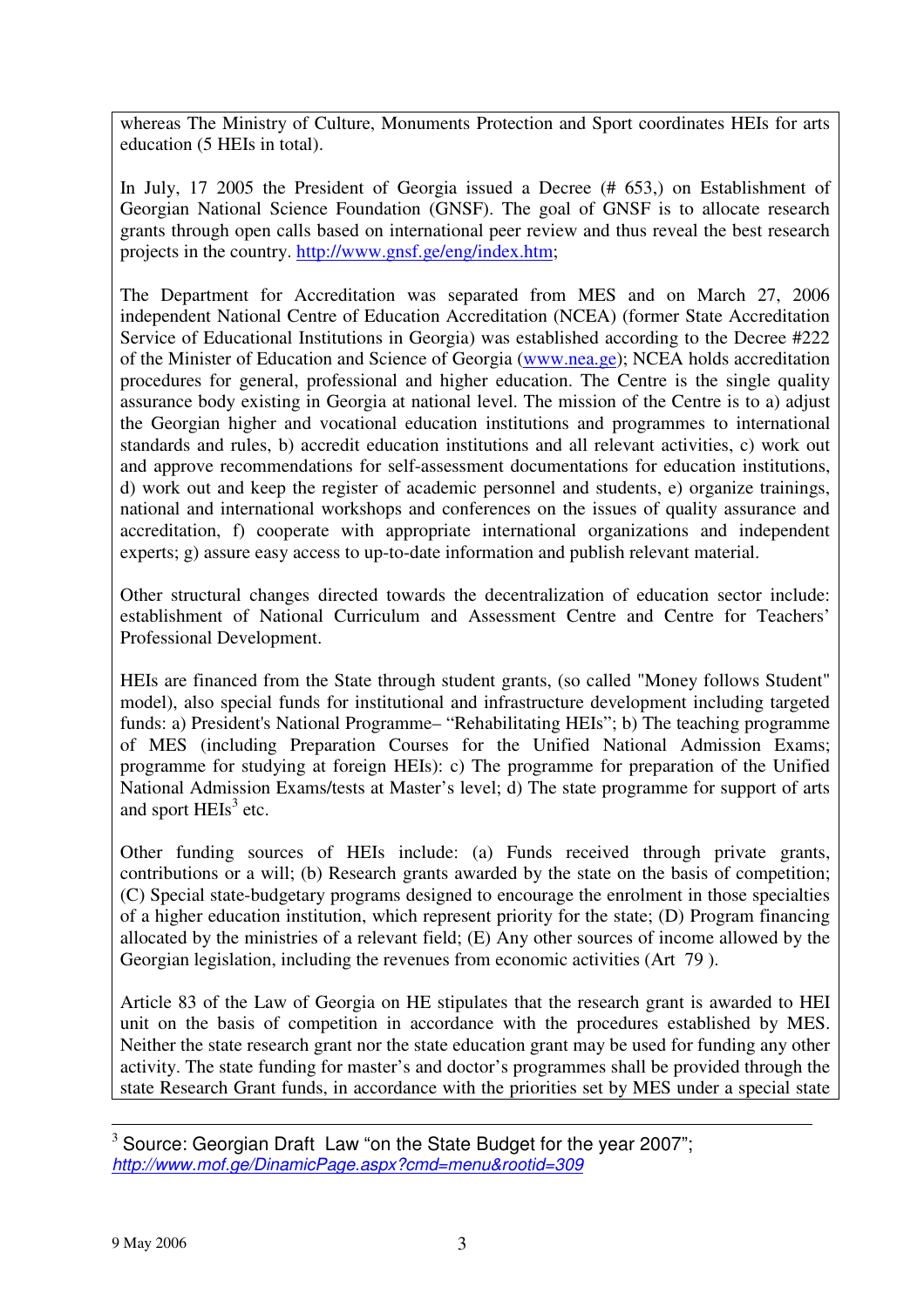whereas The Ministry of Culture, Monuments Protection and Sport coordinates HEIs for arts education (5 HEIs in total).

In July, 17 2005 the President of Georgia issued a Decree (# 653,) on Establishment of Georgian National Science Foundation (GNSF). The goal of GNSF is to allocate research grants through open calls based on international peer review and thus reveal the best research projects in the country. http://www.gnsf.ge/eng/index.htm;

The Department for Accreditation was separated from MES and on March 27, 2006 independent National Centre of Education Accreditation (NCEA) (former State Accreditation Service of Educational Institutions in Georgia) was established according to the Decree #222 of the Minister of Education and Science of Georgia (www.nea.ge); NCEA holds accreditation procedures for general, professional and higher education. The Centre is the single quality assurance body existing in Georgia at national level. The mission of the Centre is to a) adjust the Georgian higher and vocational education institutions and programmes to international standards and rules, b) accredit education institutions and all relevant activities, c) work out and approve recommendations for self-assessment documentations for education institutions, d) work out and keep the register of academic personnel and students, e) organize trainings, national and international workshops and conferences on the issues of quality assurance and accreditation, f) cooperate with appropriate international organizations and independent experts; g) assure easy access to up-to-date information and publish relevant material.

Other structural changes directed towards the decentralization of education sector include: establishment of National Curriculum and Assessment Centre and Centre for Teachers' Professional Development.

HEIs are financed from the State through student grants, (so called "Money follows Student" model), also special funds for institutional and infrastructure development including targeted funds: a) President's National Programme– "Rehabilitating HEIs"; b) The teaching programme of MES (including Preparation Courses for the Unified National Admission Exams; programme for studying at foreign HEIs): c) The programme for preparation of the Unified National Admission Exams/tests at Master's level; d) The state programme for support of arts and sport HEIs[3] etc.

Other funding sources of HEIs include: (a) Funds received through private grants, contributions or a will; (b) Research grants awarded by the state on the basis of competition; (C) Special state-budgetary programs designed to encourage the enrolment in those specialties of a higher education institution, which represent priority for the state; (D) Program financing allocated by the ministries of a relevant field; (E) Any other sources of income allowed by the Georgian legislation, including the revenues from economic activities (Art 79 ).

Article 83 of the Law of Georgia on HE stipulates that the research grant is awarded to HEI unit on the basis of competition in accordance with the procedures established by MES. Neither the state research grant nor the state education grant may be used for funding any other activity. The state funding for master's and doctor's programmes shall be provided through the state Research Grant funds, in accordance with the priorities set by MES under a special state

---

[3] Source: Georgian Draft Law "on the State Budget for the year 2007"; *http://www.mof.ge/DinamicPage.aspx?cmd=menu&rootid=309*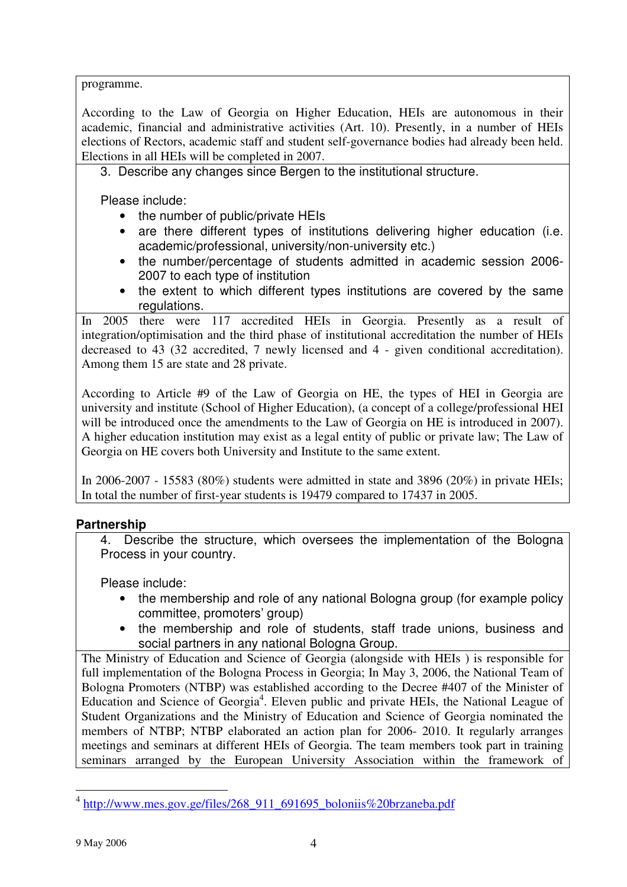programme.

According to the Law of Georgia on Higher Education, HEIs are autonomous in their academic, financial and administrative activities (Art. 10). Presently, in a number of HEIs elections of Rectors, academic staff and student self-governance bodies had already been held. Elections in all HEIs will be completed in 2007.

3. Describe any changes since Bergen to the institutional structure.

Please include:

- the number of public/private HEIs
- are there different types of institutions delivering higher education (i.e. academic/professional, university/non-university etc.)
- the number/percentage of students admitted in academic session 2006-2007 to each type of institution
- the extent to which different types institutions are covered by the same regulations.

In 2005 there were 117 accredited HEIs in Georgia. Presently as a result of integration/optimisation and the third phase of institutional accreditation the number of HEIs decreased to 43 (32 accredited, 7 newly licensed and 4 - given conditional accreditation). Among them 15 are state and 28 private.

According to Article #9 of the Law of Georgia on HE, the types of HEI in Georgia are university and institute (School of Higher Education), (a concept of a college/professional HEI will be introduced once the amendments to the Law of Georgia on HE is introduced in 2007). A higher education institution may exist as a legal entity of public or private law; The Law of Georgia on HE covers both University and Institute to the same extent.

In 2006-2007 - 15583 (80%) students were admitted in state and 3896 (20%) in private HEIs; In total the number of first-year students is 19479 compared to 17437 in 2005.

### Partnership

4. Describe the structure, which oversees the implementation of the Bologna Process in your country.

Please include:

- the membership and role of any national Bologna group (for example policy committee, promoters' group)
- the membership and role of students, staff trade unions, business and social partners in any national Bologna Group.

The Ministry of Education and Science of Georgia (alongside with HEIs ) is responsible for full implementation of the Bologna Process in Georgia; In May 3, 2006, the National Team of Bologna Promoters (NTBP) was established according to the Decree #407 of the Minister of Education and Science of Georgia[4]. Eleven public and private HEIs, the National League of Student Organizations and the Ministry of Education and Science of Georgia nominated the members of NTBP; NTBP elaborated an action plan for 2006- 2010. It regularly arranges meetings and seminars at different HEIs of Georgia. The team members took part in training seminars arranged by the European University Association within the framework of

[4] http://www.mes.gov.ge/files/268_911_691695_boloniis%20brzaneba.pdf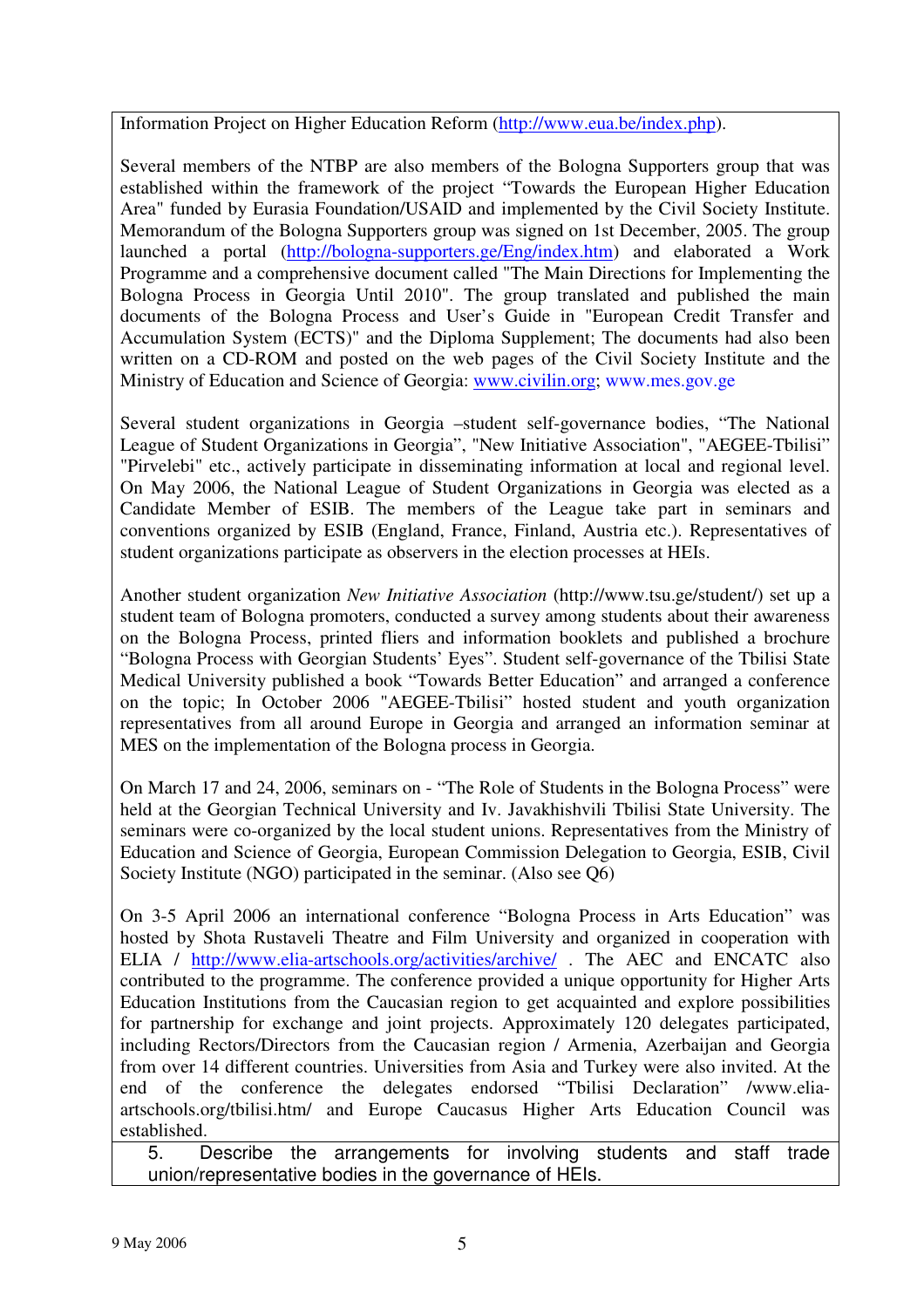Information Project on Higher Education Reform (http://www.eua.be/index.php).

Several members of the NTBP are also members of the Bologna Supporters group that was established within the framework of the project "Towards the European Higher Education Area" funded by Eurasia Foundation/USAID and implemented by the Civil Society Institute. Memorandum of the Bologna Supporters group was signed on 1st December, 2005. The group launched a portal (http://bologna-supporters.ge/Eng/index.htm) and elaborated a Work Programme and a comprehensive document called "The Main Directions for Implementing the Bologna Process in Georgia Until 2010". The group translated and published the main documents of the Bologna Process and User's Guide in "European Credit Transfer and Accumulation System (ECTS)" and the Diploma Supplement; The documents had also been written on a CD-ROM and posted on the web pages of the Civil Society Institute and the Ministry of Education and Science of Georgia: www.civilin.org; www.mes.gov.ge

Several student organizations in Georgia –student self-governance bodies, "The National League of Student Organizations in Georgia", "New Initiative Association", "AEGEE-Tbilisi" "Pirvelebi" etc., actively participate in disseminating information at local and regional level. On May 2006, the National League of Student Organizations in Georgia was elected as a Candidate Member of ESIB. The members of the League take part in seminars and conventions organized by ESIB (England, France, Finland, Austria etc.). Representatives of student organizations participate as observers in the election processes at HEIs.

Another student organization *New Initiative Association* (http://www.tsu.ge/student/) set up a student team of Bologna promoters, conducted a survey among students about their awareness on the Bologna Process, printed fliers and information booklets and published a brochure "Bologna Process with Georgian Students' Eyes". Student self-governance of the Tbilisi State Medical University published a book "Towards Better Education" and arranged a conference on the topic; In October 2006 "AEGEE-Tbilisi" hosted student and youth organization representatives from all around Europe in Georgia and arranged an information seminar at MES on the implementation of the Bologna process in Georgia.

On March 17 and 24, 2006, seminars on - "The Role of Students in the Bologna Process" were held at the Georgian Technical University and Iv. Javakhishvili Tbilisi State University. The seminars were co-organized by the local student unions. Representatives from the Ministry of Education and Science of Georgia, European Commission Delegation to Georgia, ESIB, Civil Society Institute (NGO) participated in the seminar. (Also see Q6)

On 3-5 April 2006 an international conference "Bologna Process in Arts Education" was hosted by Shota Rustaveli Theatre and Film University and organized in cooperation with ELIA / http://www.elia-artschools.org/activities/archive/ . The AEC and ENCATC also contributed to the programme. The conference provided a unique opportunity for Higher Arts Education Institutions from the Caucasian region to get acquainted and explore possibilities for partnership for exchange and joint projects. Approximately 120 delegates participated, including Rectors/Directors from the Caucasian region / Armenia, Azerbaijan and Georgia from over 14 different countries. Universities from Asia and Turkey were also invited. At the end of the conference the delegates endorsed "Tbilisi Declaration" /www.elia-artschools.org/tbilisi.htm/ and Europe Caucasus Higher Arts Education Council was established.

5. Describe the arrangements for involving students and staff trade union/representative bodies in the governance of HEIs.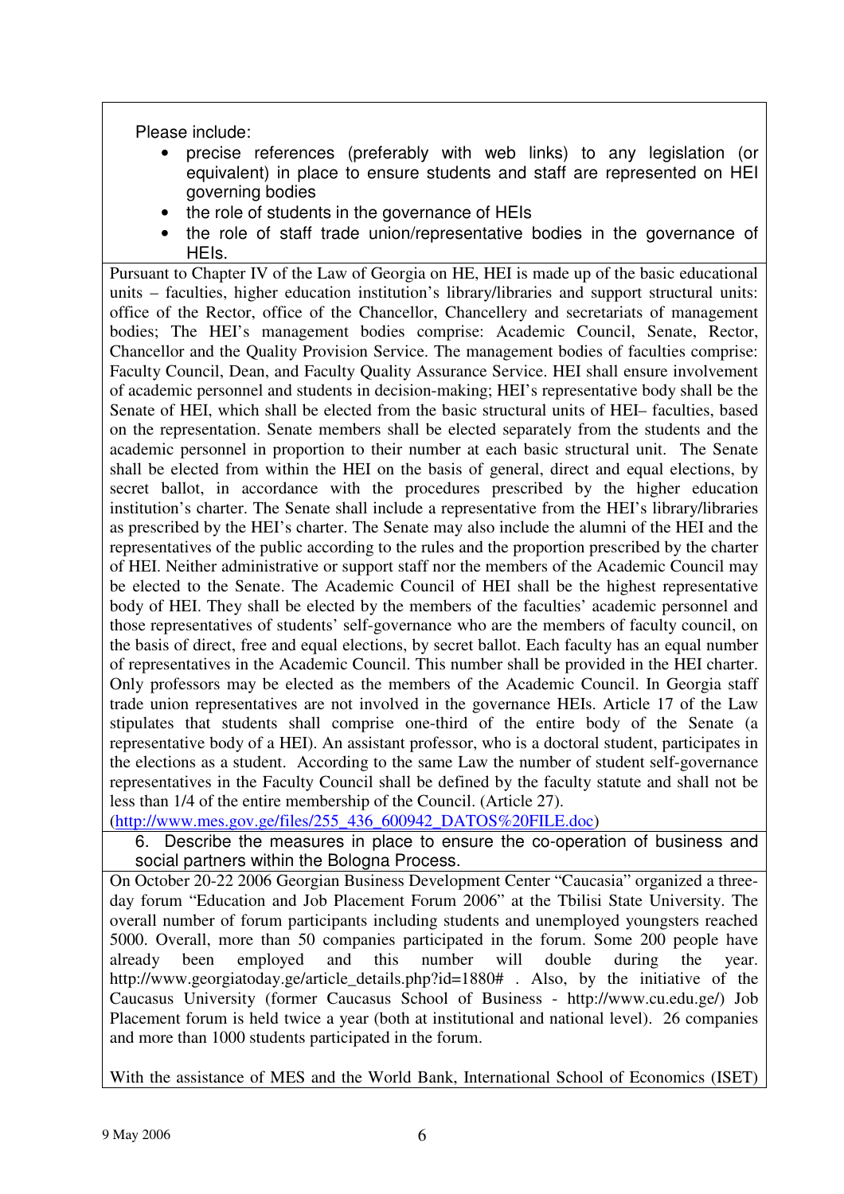Please include:

- precise references (preferably with web links) to any legislation (or equivalent) in place to ensure students and staff are represented on HEI governing bodies
- the role of students in the governance of HEIs
- the role of staff trade union/representative bodies in the governance of HEIs.

Pursuant to Chapter IV of the Law of Georgia on HE, HEI is made up of the basic educational units – faculties, higher education institution's library/libraries and support structural units: office of the Rector, office of the Chancellor, Chancellery and secretariats of management bodies; The HEI's management bodies comprise: Academic Council, Senate, Rector, Chancellor and the Quality Provision Service. The management bodies of faculties comprise: Faculty Council, Dean, and Faculty Quality Assurance Service. HEI shall ensure involvement of academic personnel and students in decision-making; HEI's representative body shall be the Senate of HEI, which shall be elected from the basic structural units of HEI– faculties, based on the representation. Senate members shall be elected separately from the students and the academic personnel in proportion to their number at each basic structural unit. The Senate shall be elected from within the HEI on the basis of general, direct and equal elections, by secret ballot, in accordance with the procedures prescribed by the higher education institution's charter. The Senate shall include a representative from the HEI's library/libraries as prescribed by the HEI's charter. The Senate may also include the alumni of the HEI and the representatives of the public according to the rules and the proportion prescribed by the charter of HEI. Neither administrative or support staff nor the members of the Academic Council may be elected to the Senate. The Academic Council of HEI shall be the highest representative body of HEI. They shall be elected by the members of the faculties' academic personnel and those representatives of students' self-governance who are the members of faculty council, on the basis of direct, free and equal elections, by secret ballot. Each faculty has an equal number of representatives in the Academic Council. This number shall be provided in the HEI charter. Only professors may be elected as the members of the Academic Council. In Georgia staff trade union representatives are not involved in the governance HEIs. Article 17 of the Law stipulates that students shall comprise one-third of the entire body of the Senate (a representative body of a HEI). An assistant professor, who is a doctoral student, participates in the elections as a student. According to the same Law the number of student self-governance representatives in the Faculty Council shall be defined by the faculty statute and shall not be less than 1/4 of the entire membership of the Council. (Article 27).
(http://www.mes.gov.ge/files/255_436_600942_DATOS%20FILE.doc)

6. Describe the measures in place to ensure the co-operation of business and social partners within the Bologna Process.

On October 20-22 2006 Georgian Business Development Center "Caucasia" organized a three-day forum "Education and Job Placement Forum 2006" at the Tbilisi State University. The overall number of forum participants including students and unemployed youngsters reached 5000. Overall, more than 50 companies participated in the forum. Some 200 people have already been employed and this number will double during the year. http://www.georgiatoday.ge/article_details.php?id=1880# . Also, by the initiative of the Caucasus University (former Caucasus School of Business - http://www.cu.edu.ge/) Job Placement forum is held twice a year (both at institutional and national level). 26 companies and more than 1000 students participated in the forum.

With the assistance of MES and the World Bank, International School of Economics (ISET)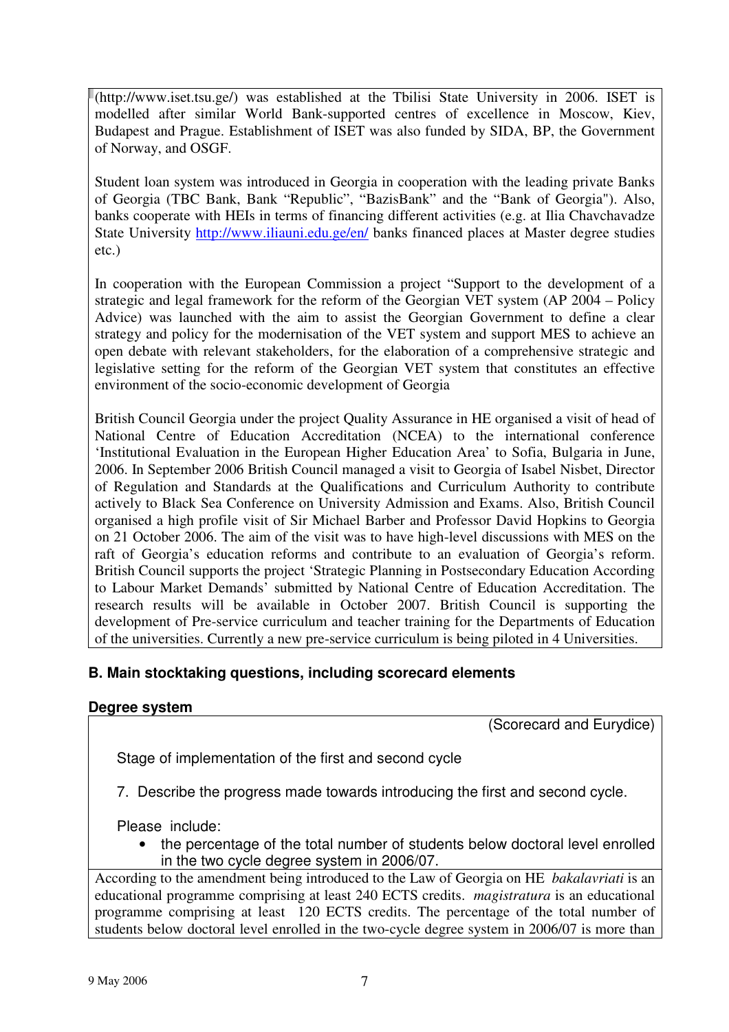(http://www.iset.tsu.ge/) was established at the Tbilisi State University in 2006. ISET is modelled after similar World Bank-supported centres of excellence in Moscow, Kiev, Budapest and Prague. Establishment of ISET was also funded by SIDA, BP, the Government of Norway, and OSGF.

Student loan system was introduced in Georgia in cooperation with the leading private Banks of Georgia (TBC Bank, Bank "Republic", "BazisBank" and the "Bank of Georgia"). Also, banks cooperate with HEIs in terms of financing different activities (e.g. at Ilia Chavchavadze State University http://www.iliauni.edu.ge/en/ banks financed places at Master degree studies etc.)

In cooperation with the European Commission a project "Support to the development of a strategic and legal framework for the reform of the Georgian VET system (AP 2004 – Policy Advice) was launched with the aim to assist the Georgian Government to define a clear strategy and policy for the modernisation of the VET system and support MES to achieve an open debate with relevant stakeholders, for the elaboration of a comprehensive strategic and legislative setting for the reform of the Georgian VET system that constitutes an effective environment of the socio-economic development of Georgia

British Council Georgia under the project Quality Assurance in HE organised a visit of head of National Centre of Education Accreditation (NCEA) to the international conference 'Institutional Evaluation in the European Higher Education Area' to Sofia, Bulgaria in June, 2006. In September 2006 British Council managed a visit to Georgia of Isabel Nisbet, Director of Regulation and Standards at the Qualifications and Curriculum Authority to contribute actively to Black Sea Conference on University Admission and Exams. Also, British Council organised a high profile visit of Sir Michael Barber and Professor David Hopkins to Georgia on 21 October 2006. The aim of the visit was to have high-level discussions with MES on the raft of Georgia's education reforms and contribute to an evaluation of Georgia's reform. British Council supports the project 'Strategic Planning in Postsecondary Education According to Labour Market Demands' submitted by National Centre of Education Accreditation. The research results will be available in October 2007. British Council is supporting the development of Pre-service curriculum and teacher training for the Departments of Education of the universities. Currently a new pre-service curriculum is being piloted in 4 Universities.

## B. Main stocktaking questions, including scorecard elements

### Degree system

(Scorecard and Eurydice)

Stage of implementation of the first and second cycle

7. Describe the progress made towards introducing the first and second cycle.

Please include:

- the percentage of the total number of students below doctoral level enrolled in the two cycle degree system in 2006/07.

According to the amendment being introduced to the Law of Georgia on HE *bakalavriati* is an educational programme comprising at least 240 ECTS credits. *magistratura* is an educational programme comprising at least 120 ECTS credits. The percentage of the total number of students below doctoral level enrolled in the two-cycle degree system in 2006/07 is more than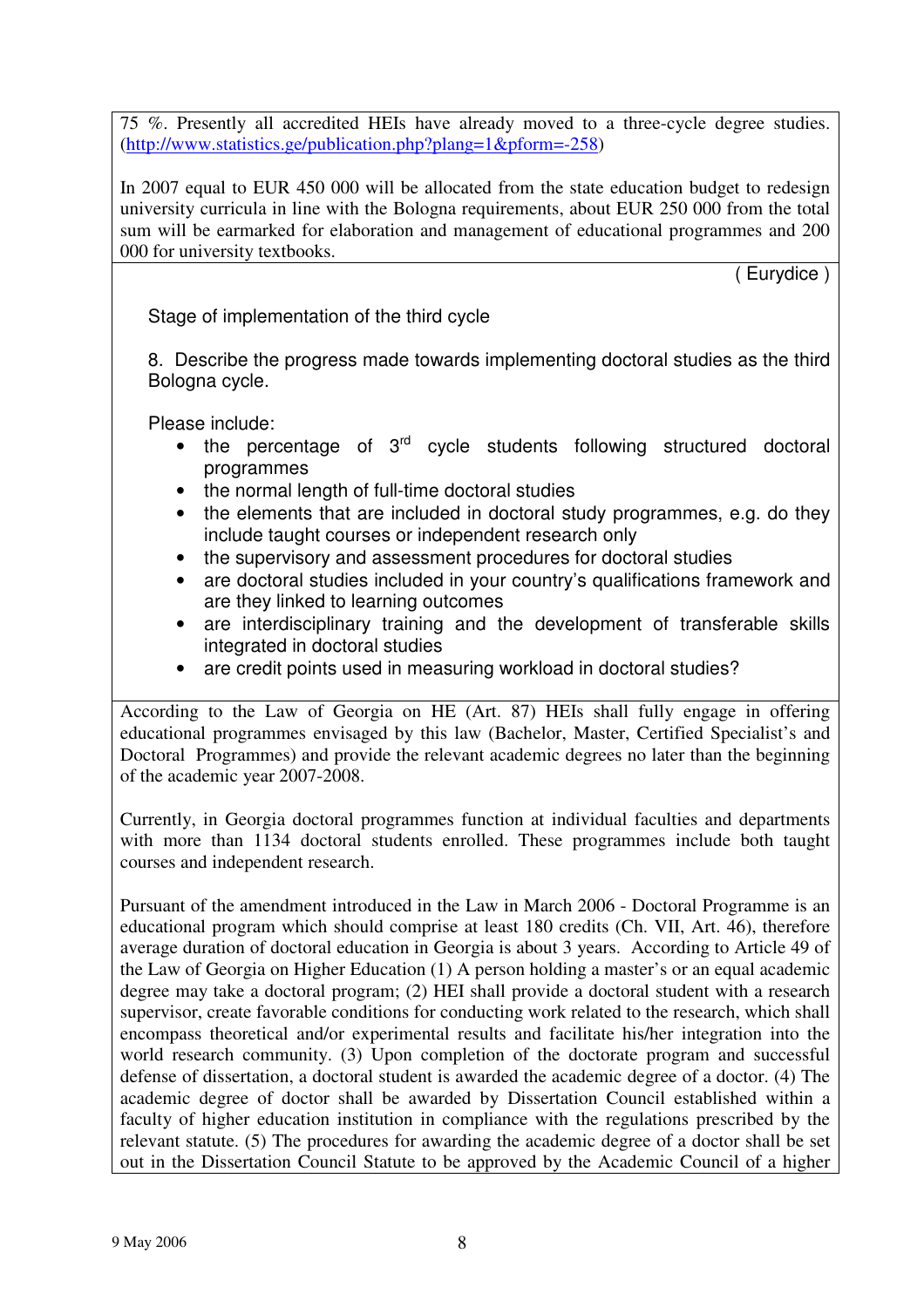75 %. Presently all accredited HEIs have already moved to a three-cycle degree studies. (http://www.statistics.ge/publication.php?plang=1&pform=-258)

In 2007 equal to EUR 450 000 will be allocated from the state education budget to redesign university curricula in line with the Bologna requirements, about EUR 250 000 from the total sum will be earmarked for elaboration and management of educational programmes and 200 000 for university textbooks.

( Eurydice )

Stage of implementation of the third cycle

8. Describe the progress made towards implementing doctoral studies as the third Bologna cycle.

Please include:

- the percentage of 3rd cycle students following structured doctoral programmes
- the normal length of full-time doctoral studies
- the elements that are included in doctoral study programmes, e.g. do they include taught courses or independent research only
- the supervisory and assessment procedures for doctoral studies
- are doctoral studies included in your country's qualifications framework and are they linked to learning outcomes
- are interdisciplinary training and the development of transferable skills integrated in doctoral studies
- are credit points used in measuring workload in doctoral studies?

According to the Law of Georgia on HE (Art. 87) HEIs shall fully engage in offering educational programmes envisaged by this law (Bachelor, Master, Certified Specialist's and Doctoral Programmes) and provide the relevant academic degrees no later than the beginning of the academic year 2007-2008.

Currently, in Georgia doctoral programmes function at individual faculties and departments with more than 1134 doctoral students enrolled. These programmes include both taught courses and independent research.

Pursuant of the amendment introduced in the Law in March 2006 - Doctoral Programme is an educational program which should comprise at least 180 credits (Ch. VII, Art. 46), therefore average duration of doctoral education in Georgia is about 3 years. According to Article 49 of the Law of Georgia on Higher Education (1) A person holding a master's or an equal academic degree may take a doctoral program; (2) HEI shall provide a doctoral student with a research supervisor, create favorable conditions for conducting work related to the research, which shall encompass theoretical and/or experimental results and facilitate his/her integration into the world research community. (3) Upon completion of the doctorate program and successful defense of dissertation, a doctoral student is awarded the academic degree of a doctor. (4) The academic degree of doctor shall be awarded by Dissertation Council established within a faculty of higher education institution in compliance with the regulations prescribed by the relevant statute. (5) The procedures for awarding the academic degree of a doctor shall be set out in the Dissertation Council Statute to be approved by the Academic Council of a higher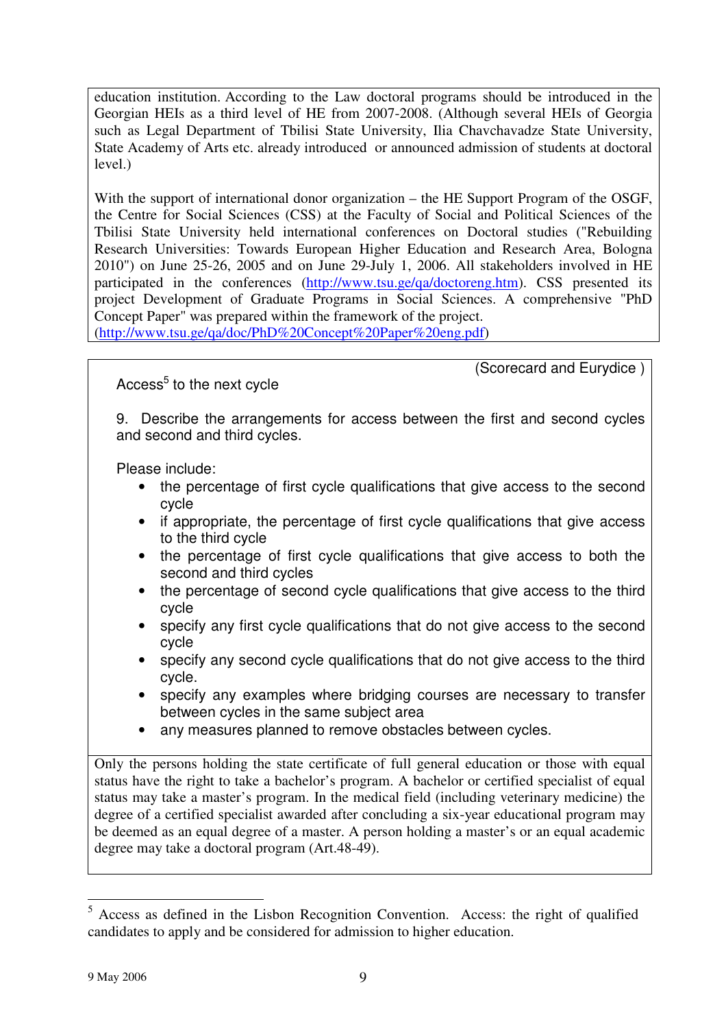education institution. According to the Law doctoral programs should be introduced in the Georgian HEIs as a third level of HE from 2007-2008. (Although several HEIs of Georgia such as Legal Department of Tbilisi State University, Ilia Chavchavadze State University, State Academy of Arts etc. already introduced or announced admission of students at doctoral level.)

With the support of international donor organization – the HE Support Program of the OSGF, the Centre for Social Sciences (CSS) at the Faculty of Social and Political Sciences of the Tbilisi State University held international conferences on Doctoral studies ("Rebuilding Research Universities: Towards European Higher Education and Research Area, Bologna 2010") on June 25-26, 2005 and on June 29-July 1, 2006. All stakeholders involved in HE participated in the conferences (http://www.tsu.ge/qa/doctoreng.htm). CSS presented its project Development of Graduate Programs in Social Sciences. A comprehensive "PhD Concept Paper" was prepared within the framework of the project. (http://www.tsu.ge/qa/doc/PhD%20Concept%20Paper%20eng.pdf)

(Scorecard and Eurydice )

Access[5] to the next cycle

9. Describe the arrangements for access between the first and second cycles and second and third cycles.

Please include:

- the percentage of first cycle qualifications that give access to the second cycle
- if appropriate, the percentage of first cycle qualifications that give access to the third cycle
- the percentage of first cycle qualifications that give access to both the second and third cycles
- the percentage of second cycle qualifications that give access to the third cycle
- specify any first cycle qualifications that do not give access to the second cycle
- specify any second cycle qualifications that do not give access to the third cycle.
- specify any examples where bridging courses are necessary to transfer between cycles in the same subject area
- any measures planned to remove obstacles between cycles.

Only the persons holding the state certificate of full general education or those with equal status have the right to take a bachelor's program. A bachelor or certified specialist of equal status may take a master's program. In the medical field (including veterinary medicine) the degree of a certified specialist awarded after concluding a six-year educational program may be deemed as an equal degree of a master. A person holding a master's or an equal academic degree may take a doctoral program (Art.48-49).

[5] Access as defined in the Lisbon Recognition Convention. Access: the right of qualified candidates to apply and be considered for admission to higher education.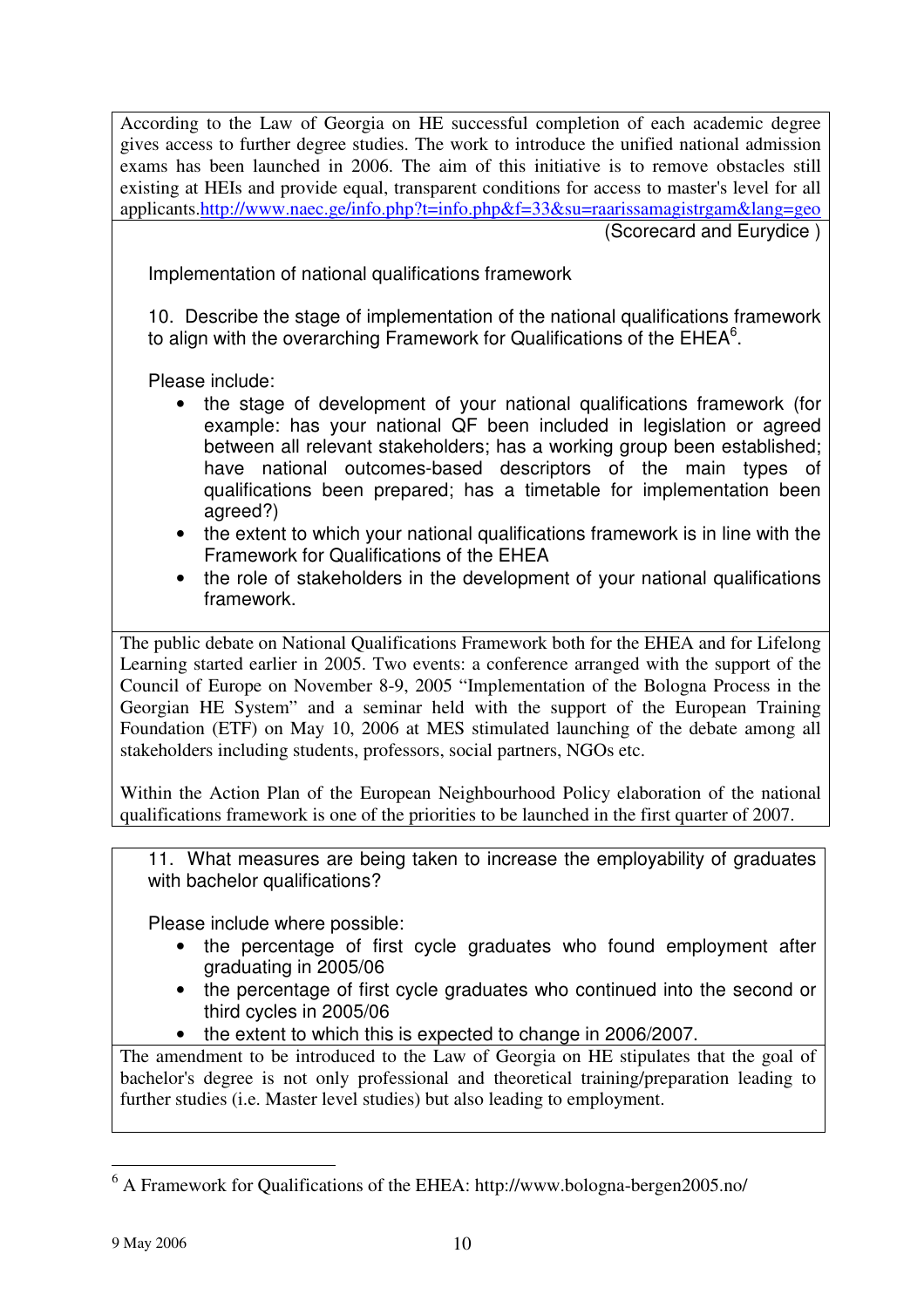According to the Law of Georgia on HE successful completion of each academic degree gives access to further degree studies. The work to introduce the unified national admission exams has been launched in 2006. The aim of this initiative is to remove obstacles still existing at HEIs and provide equal, transparent conditions for access to master's level for all applicants.http://www.naec.ge/info.php?t=info.php&f=33&su=raarissamagistrgam&lang=geo

(Scorecard and Eurydice )

Implementation of national qualifications framework

10. Describe the stage of implementation of the national qualifications framework to align with the overarching Framework for Qualifications of the EHEA[6].

Please include:

- the stage of development of your national qualifications framework (for example: has your national QF been included in legislation or agreed between all relevant stakeholders; has a working group been established; have national outcomes-based descriptors of the main types of qualifications been prepared; has a timetable for implementation been agreed?)
- the extent to which your national qualifications framework is in line with the Framework for Qualifications of the EHEA
- the role of stakeholders in the development of your national qualifications framework.

The public debate on National Qualifications Framework both for the EHEA and for Lifelong Learning started earlier in 2005. Two events: a conference arranged with the support of the Council of Europe on November 8-9, 2005 "Implementation of the Bologna Process in the Georgian HE System" and a seminar held with the support of the European Training Foundation (ETF) on May 10, 2006 at MES stimulated launching of the debate among all stakeholders including students, professors, social partners, NGOs etc.

Within the Action Plan of the European Neighbourhood Policy elaboration of the national qualifications framework is one of the priorities to be launched in the first quarter of 2007.

11. What measures are being taken to increase the employability of graduates with bachelor qualifications?

Please include where possible:

- the percentage of first cycle graduates who found employment after graduating in 2005/06
- the percentage of first cycle graduates who continued into the second or third cycles in 2005/06
- the extent to which this is expected to change in 2006/2007.

The amendment to be introduced to the Law of Georgia on HE stipulates that the goal of bachelor's degree is not only professional and theoretical training/preparation leading to further studies (i.e. Master level studies) but also leading to employment.

[6] A Framework for Qualifications of the EHEA: http://www.bologna-bergen2005.no/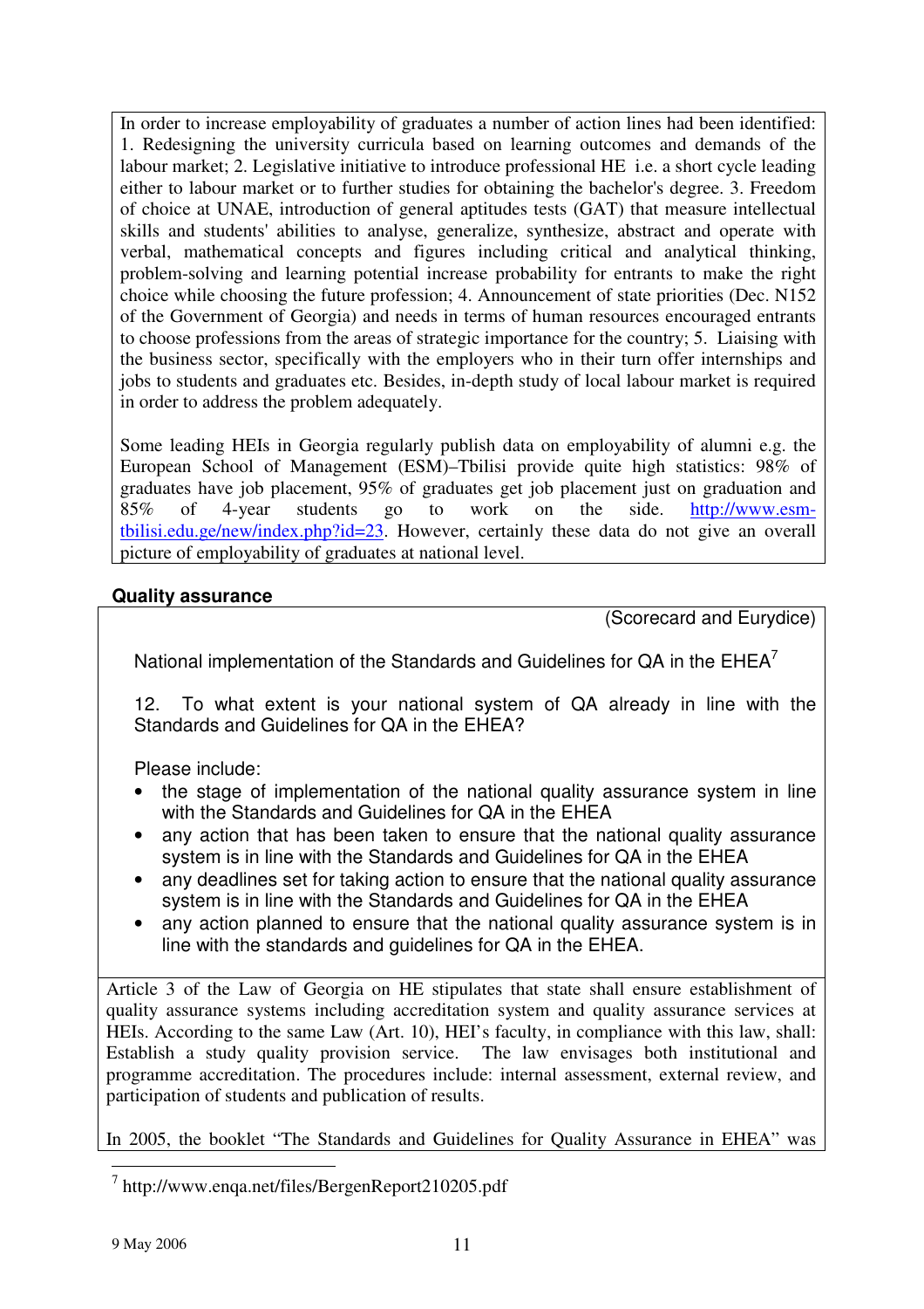In order to increase employability of graduates a number of action lines had been identified: 1. Redesigning the university curricula based on learning outcomes and demands of the labour market; 2. Legislative initiative to introduce professional HE i.e. a short cycle leading either to labour market or to further studies for obtaining the bachelor's degree. 3. Freedom of choice at UNAE, introduction of general aptitudes tests (GAT) that measure intellectual skills and students' abilities to analyse, generalize, synthesize, abstract and operate with verbal, mathematical concepts and figures including critical and analytical thinking, problem-solving and learning potential increase probability for entrants to make the right choice while choosing the future profession; 4. Announcement of state priorities (Dec. N152 of the Government of Georgia) and needs in terms of human resources encouraged entrants to choose professions from the areas of strategic importance for the country; 5. Liaising with the business sector, specifically with the employers who in their turn offer internships and jobs to students and graduates etc. Besides, in-depth study of local labour market is required in order to address the problem adequately.

Some leading HEIs in Georgia regularly publish data on employability of alumni e.g. the European School of Management (ESM)–Tbilisi provide quite high statistics: 98% of graduates have job placement, 95% of graduates get job placement just on graduation and 85% of 4-year students go to work on the side. http://www.esm-tbilisi.edu.ge/new/index.php?id=23. However, certainly these data do not give an overall picture of employability of graduates at national level.

## Quality assurance

(Scorecard and Eurydice)

National implementation of the Standards and Guidelines for QA in the EHEA[7]

12. To what extent is your national system of QA already in line with the Standards and Guidelines for QA in the EHEA?

Please include:

- the stage of implementation of the national quality assurance system in line with the Standards and Guidelines for QA in the EHEA
- any action that has been taken to ensure that the national quality assurance system is in line with the Standards and Guidelines for QA in the EHEA
- any deadlines set for taking action to ensure that the national quality assurance system is in line with the Standards and Guidelines for QA in the EHEA
- any action planned to ensure that the national quality assurance system is in line with the standards and guidelines for QA in the EHEA.

Article 3 of the Law of Georgia on HE stipulates that state shall ensure establishment of quality assurance systems including accreditation system and quality assurance services at HEIs. According to the same Law (Art. 10), HEI's faculty, in compliance with this law, shall: Establish a study quality provision service. The law envisages both institutional and programme accreditation. The procedures include: internal assessment, external review, and participation of students and publication of results.

In 2005, the booklet "The Standards and Guidelines for Quality Assurance in EHEA" was

[7] http://www.enqa.net/files/BergenReport210205.pdf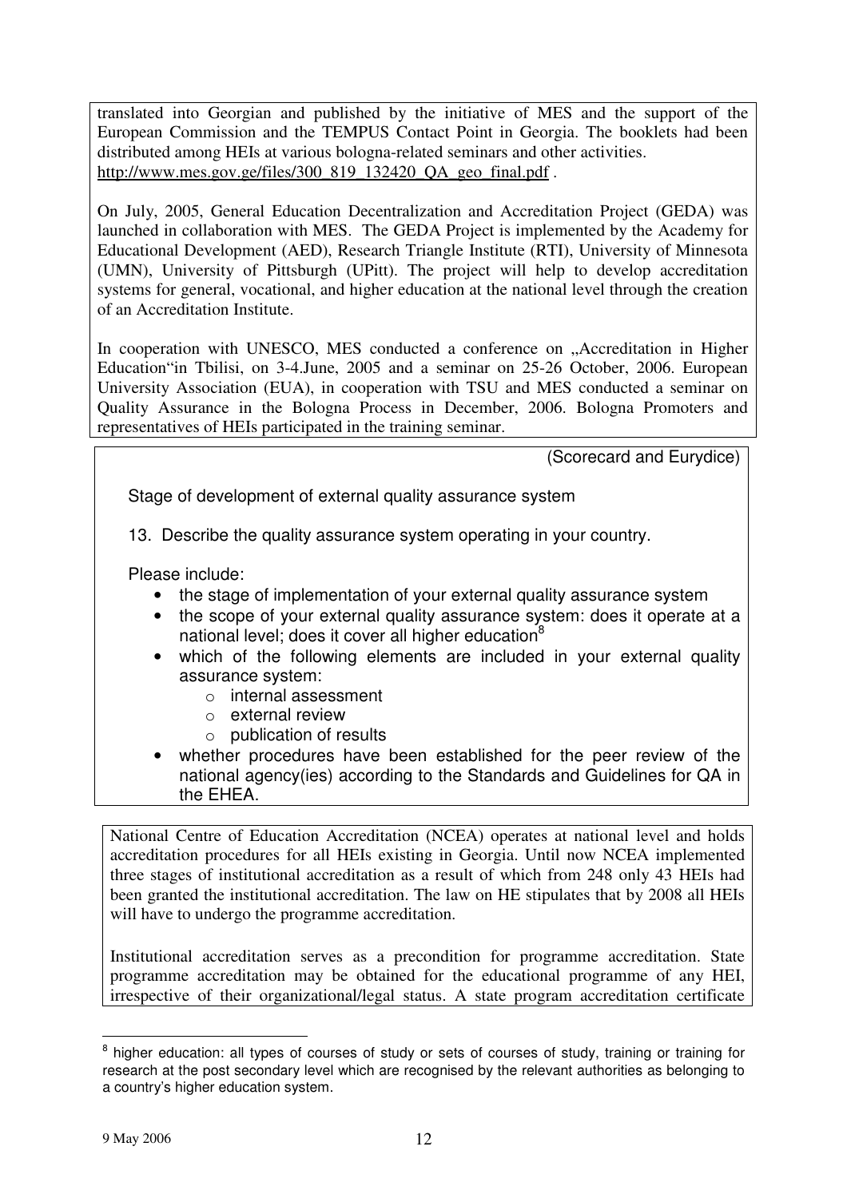translated into Georgian and published by the initiative of MES and the support of the European Commission and the TEMPUS Contact Point in Georgia. The booklets had been distributed among HEIs at various bologna-related seminars and other activities. http://www.mes.gov.ge/files/300_819_132420_QA_geo_final.pdf .

On July, 2005, General Education Decentralization and Accreditation Project (GEDA) was launched in collaboration with MES. The GEDA Project is implemented by the Academy for Educational Development (AED), Research Triangle Institute (RTI), University of Minnesota (UMN), University of Pittsburgh (UPitt). The project will help to develop accreditation systems for general, vocational, and higher education at the national level through the creation of an Accreditation Institute.

In cooperation with UNESCO, MES conducted a conference on „Accreditation in Higher Education"in Tbilisi, on 3-4.June, 2005 and a seminar on 25-26 October, 2006. European University Association (EUA), in cooperation with TSU and MES conducted a seminar on Quality Assurance in the Bologna Process in December, 2006. Bologna Promoters and representatives of HEIs participated in the training seminar.

(Scorecard and Eurydice)

Stage of development of external quality assurance system

13. Describe the quality assurance system operating in your country.

Please include:

- the stage of implementation of your external quality assurance system
- the scope of your external quality assurance system: does it operate at a national level; does it cover all higher education[8]
- which of the following elements are included in your external quality assurance system:
  - internal assessment
  - external review
  - publication of results
- whether procedures have been established for the peer review of the national agency(ies) according to the Standards and Guidelines for QA in the EHEA.

National Centre of Education Accreditation (NCEA) operates at national level and holds accreditation procedures for all HEIs existing in Georgia. Until now NCEA implemented three stages of institutional accreditation as a result of which from 248 only 43 HEIs had been granted the institutional accreditation. The law on HE stipulates that by 2008 all HEIs will have to undergo the programme accreditation.

Institutional accreditation serves as a precondition for programme accreditation. State programme accreditation may be obtained for the educational programme of any HEI, irrespective of their organizational/legal status. A state program accreditation certificate

[8] higher education: all types of courses of study or sets of courses of study, training or training for research at the post secondary level which are recognised by the relevant authorities as belonging to a country's higher education system.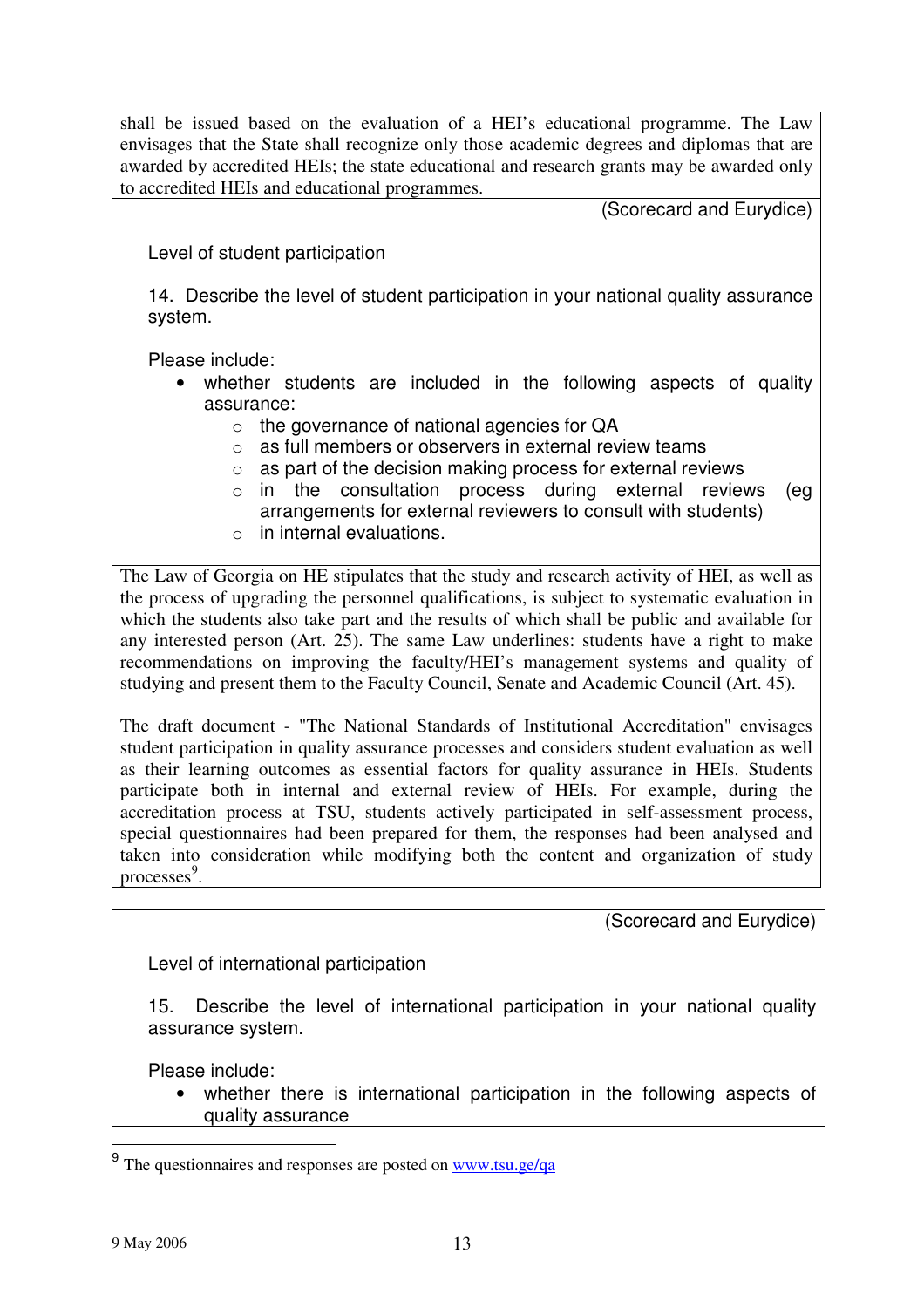shall be issued based on the evaluation of a HEI's educational programme. The Law envisages that the State shall recognize only those academic degrees and diplomas that are awarded by accredited HEIs; the state educational and research grants may be awarded only to accredited HEIs and educational programmes.

(Scorecard and Eurydice)

Level of student participation

14. Describe the level of student participation in your national quality assurance system.

Please include:

- whether students are included in the following aspects of quality assurance:
  - the governance of national agencies for QA
  - as full members or observers in external review teams
  - as part of the decision making process for external reviews
  - in the consultation process during external reviews (eg arrangements for external reviewers to consult with students)
  - in internal evaluations.

The Law of Georgia on HE stipulates that the study and research activity of HEI, as well as the process of upgrading the personnel qualifications, is subject to systematic evaluation in which the students also take part and the results of which shall be public and available for any interested person (Art. 25). The same Law underlines: students have a right to make recommendations on improving the faculty/HEI's management systems and quality of studying and present them to the Faculty Council, Senate and Academic Council (Art. 45).

The draft document - "The National Standards of Institutional Accreditation" envisages student participation in quality assurance processes and considers student evaluation as well as their learning outcomes as essential factors for quality assurance in HEIs. Students participate both in internal and external review of HEIs. For example, during the accreditation process at TSU, students actively participated in self-assessment process, special questionnaires had been prepared for them, the responses had been analysed and taken into consideration while modifying both the content and organization of study processes[9].

(Scorecard and Eurydice)

Level of international participation

15. Describe the level of international participation in your national quality assurance system.

Please include:

- whether there is international participation in the following aspects of quality assurance

---

[9] The questionnaires and responses are posted on www.tsu.ge/qa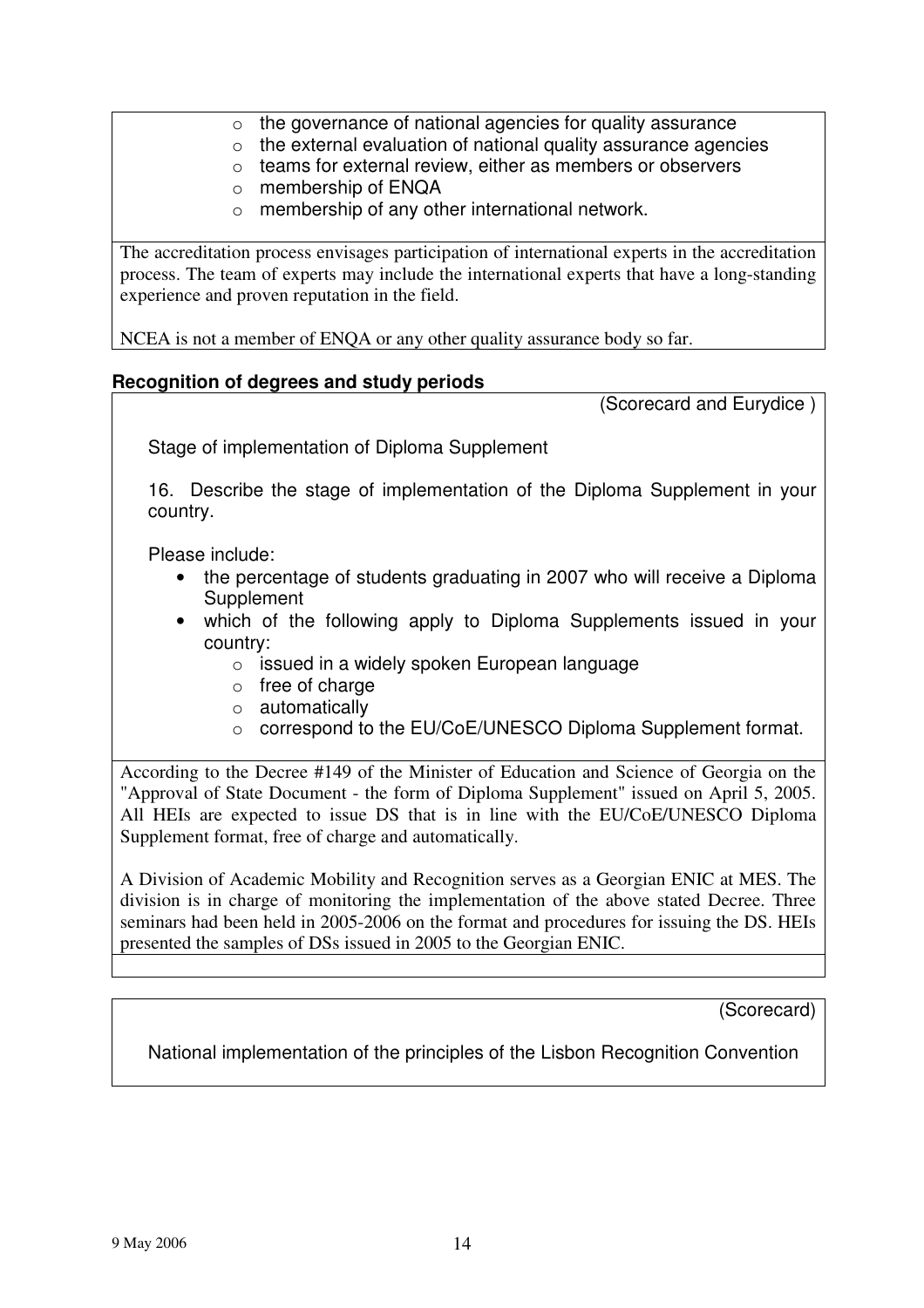- the governance of national agencies for quality assurance
- the external evaluation of national quality assurance agencies
- teams for external review, either as members or observers
- membership of ENQA
- membership of any other international network.

The accreditation process envisages participation of international experts in the accreditation process. The team of experts may include the international experts that have a long-standing experience and proven reputation in the field.

NCEA is not a member of ENQA or any other quality assurance body so far.

**Recognition of degrees and study periods**

(Scorecard and Eurydice )

Stage of implementation of Diploma Supplement

16. Describe the stage of implementation of the Diploma Supplement in your country.

Please include:

- the percentage of students graduating in 2007 who will receive a Diploma Supplement
- which of the following apply to Diploma Supplements issued in your country:
  - issued in a widely spoken European language
  - free of charge
  - automatically
  - correspond to the EU/CoE/UNESCO Diploma Supplement format.

According to the Decree #149 of the Minister of Education and Science of Georgia on the "Approval of State Document - the form of Diploma Supplement" issued on April 5, 2005. All HEIs are expected to issue DS that is in line with the EU/CoE/UNESCO Diploma Supplement format, free of charge and automatically.

A Division of Academic Mobility and Recognition serves as a Georgian ENIC at MES. The division is in charge of monitoring the implementation of the above stated Decree. Three seminars had been held in 2005-2006 on the format and procedures for issuing the DS. HEIs presented the samples of DSs issued in 2005 to the Georgian ENIC.

(Scorecard)

National implementation of the principles of the Lisbon Recognition Convention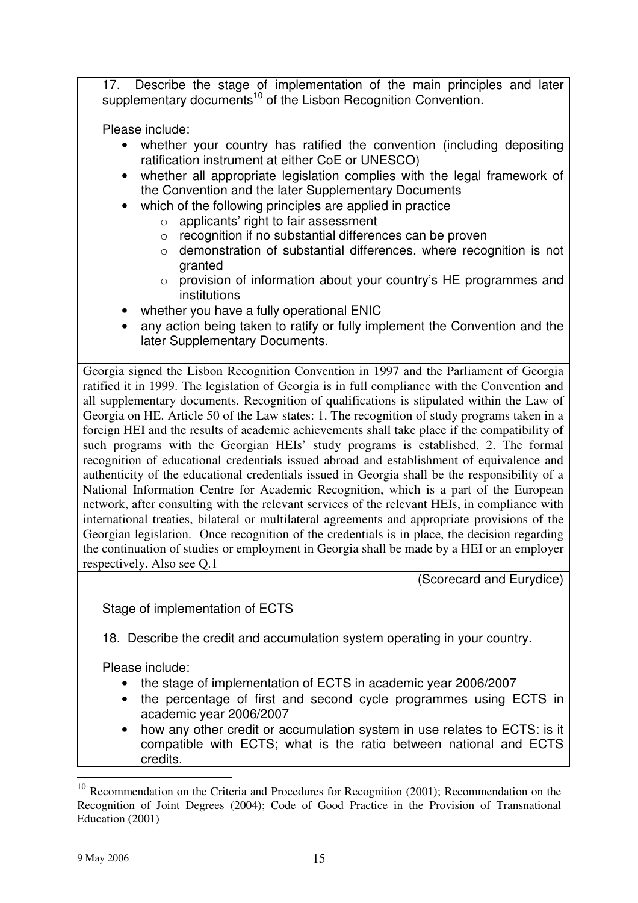17. Describe the stage of implementation of the main principles and later supplementary documents[10] of the Lisbon Recognition Convention.

Please include:

- whether your country has ratified the convention (including depositing ratification instrument at either CoE or UNESCO)
- whether all appropriate legislation complies with the legal framework of the Convention and the later Supplementary Documents
- which of the following principles are applied in practice
  - applicants' right to fair assessment
  - recognition if no substantial differences can be proven
  - demonstration of substantial differences, where recognition is not granted
  - provision of information about your country's HE programmes and institutions
- whether you have a fully operational ENIC
- any action being taken to ratify or fully implement the Convention and the later Supplementary Documents.

Georgia signed the Lisbon Recognition Convention in 1997 and the Parliament of Georgia ratified it in 1999. The legislation of Georgia is in full compliance with the Convention and all supplementary documents. Recognition of qualifications is stipulated within the Law of Georgia on HE. Article 50 of the Law states: 1. The recognition of study programs taken in a foreign HEI and the results of academic achievements shall take place if the compatibility of such programs with the Georgian HEIs' study programs is established. 2. The formal recognition of educational credentials issued abroad and establishment of equivalence and authenticity of the educational credentials issued in Georgia shall be the responsibility of a National Information Centre for Academic Recognition, which is a part of the European network, after consulting with the relevant services of the relevant HEIs, in compliance with international treaties, bilateral or multilateral agreements and appropriate provisions of the Georgian legislation. Once recognition of the credentials is in place, the decision regarding the continuation of studies or employment in Georgia shall be made by a HEI or an employer respectively. Also see Q.1

(Scorecard and Eurydice)

Stage of implementation of ECTS

18. Describe the credit and accumulation system operating in your country.

Please include:

- the stage of implementation of ECTS in academic year 2006/2007
- the percentage of first and second cycle programmes using ECTS in academic year 2006/2007
- how any other credit or accumulation system in use relates to ECTS: is it compatible with ECTS; what is the ratio between national and ECTS credits.

---

[10] Recommendation on the Criteria and Procedures for Recognition (2001); Recommendation on the Recognition of Joint Degrees (2004); Code of Good Practice in the Provision of Transnational Education (2001)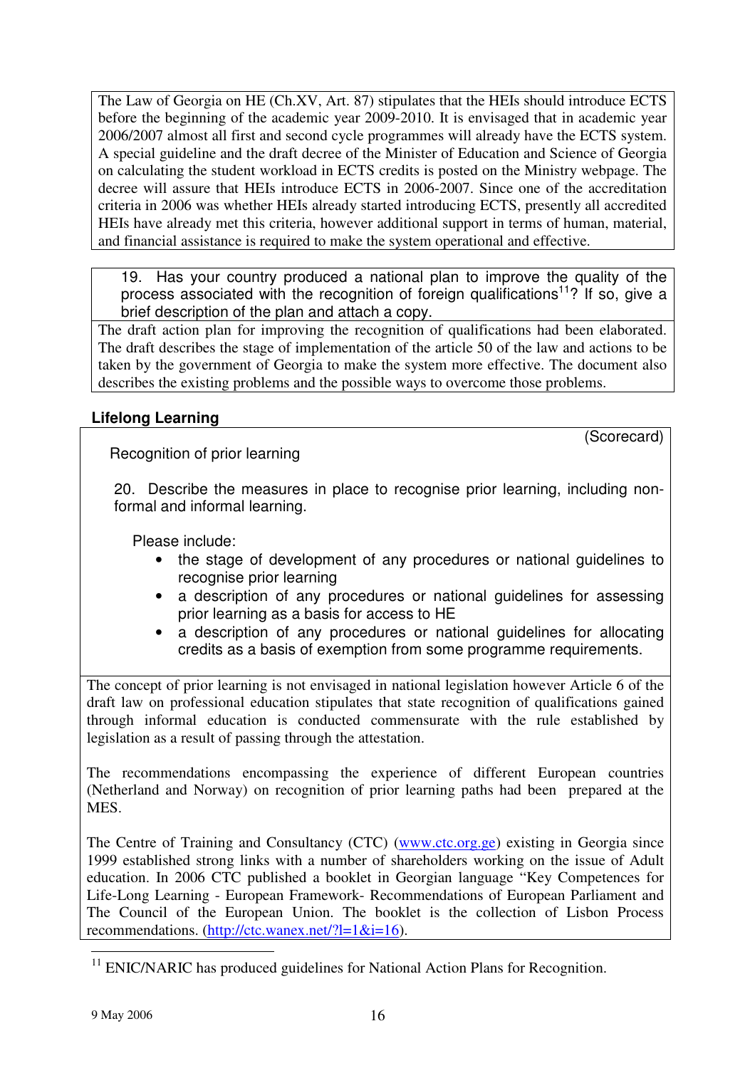The Law of Georgia on HE (Ch.XV, Art. 87) stipulates that the HEIs should introduce ECTS before the beginning of the academic year 2009-2010. It is envisaged that in academic year 2006/2007 almost all first and second cycle programmes will already have the ECTS system. A special guideline and the draft decree of the Minister of Education and Science of Georgia on calculating the student workload in ECTS credits is posted on the Ministry webpage. The decree will assure that HEIs introduce ECTS in 2006-2007. Since one of the accreditation criteria in 2006 was whether HEIs already started introducing ECTS, presently all accredited HEIs have already met this criteria, however additional support in terms of human, material, and financial assistance is required to make the system operational and effective.

19. Has your country produced a national plan to improve the quality of the process associated with the recognition of foreign qualifications[11]? If so, give a brief description of the plan and attach a copy.

The draft action plan for improving the recognition of qualifications had been elaborated. The draft describes the stage of implementation of the article 50 of the law and actions to be taken by the government of Georgia to make the system more effective. The document also describes the existing problems and the possible ways to overcome those problems.

### Lifelong Learning

(Scorecard)

Recognition of prior learning

20. Describe the measures in place to recognise prior learning, including non-formal and informal learning.

Please include:

- the stage of development of any procedures or national guidelines to recognise prior learning
- a description of any procedures or national guidelines for assessing prior learning as a basis for access to HE
- a description of any procedures or national guidelines for allocating credits as a basis of exemption from some programme requirements.

The concept of prior learning is not envisaged in national legislation however Article 6 of the draft law on professional education stipulates that state recognition of qualifications gained through informal education is conducted commensurate with the rule established by legislation as a result of passing through the attestation.

The recommendations encompassing the experience of different European countries (Netherland and Norway) on recognition of prior learning paths had been prepared at the MES.

The Centre of Training and Consultancy (CTC) (www.ctc.org.ge) existing in Georgia since 1999 established strong links with a number of shareholders working on the issue of Adult education. In 2006 CTC published a booklet in Georgian language "Key Competences for Life-Long Learning - European Framework- Recommendations of European Parliament and The Council of the European Union. The booklet is the collection of Lisbon Process recommendations. (http://ctc.wanex.net/?l=1&i=16).

[11] ENIC/NARIC has produced guidelines for National Action Plans for Recognition.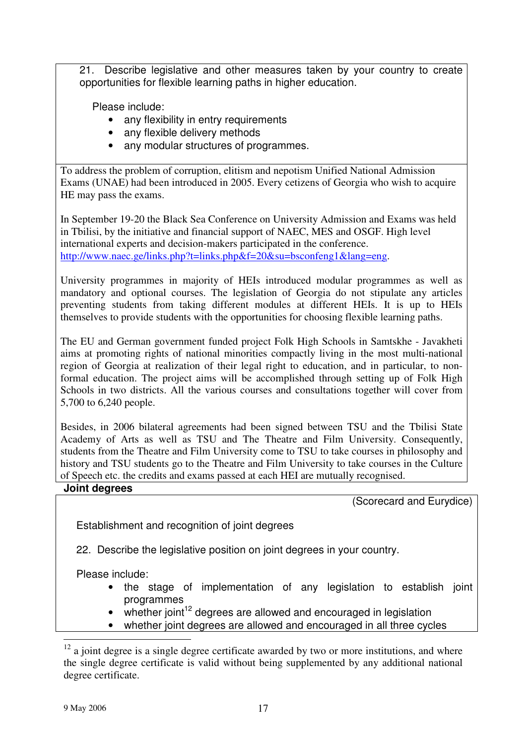21. Describe legislative and other measures taken by your country to create opportunities for flexible learning paths in higher education.

Please include:

- any flexibility in entry requirements
- any flexible delivery methods
- any modular structures of programmes.

To address the problem of corruption, elitism and nepotism Unified National Admission Exams (UNAE) had been introduced in 2005. Every cetizens of Georgia who wish to acquire HE may pass the exams.

In September 19-20 the Black Sea Conference on University Admission and Exams was held in Tbilisi, by the initiative and financial support of NAEC, MES and OSGF. High level international experts and decision-makers participated in the conference. http://www.naec.ge/links.php?t=links.php&f=20&su=bsconfeng1&lang=eng.

University programmes in majority of HEIs introduced modular programmes as well as mandatory and optional courses. The legislation of Georgia do not stipulate any articles preventing students from taking different modules at different HEIs. It is up to HEIs themselves to provide students with the opportunities for choosing flexible learning paths.

The EU and German government funded project Folk High Schools in Samtskhe - Javakheti aims at promoting rights of national minorities compactly living in the most multi-national region of Georgia at realization of their legal right to education, and in particular, to non-formal education. The project aims will be accomplished through setting up of Folk High Schools in two districts. All the various courses and consultations together will cover from 5,700 to 6,240 people.

Besides, in 2006 bilateral agreements had been signed between TSU and the Tbilisi State Academy of Arts as well as TSU and The Theatre and Film University. Consequently, students from the Theatre and Film University come to TSU to take courses in philosophy and history and TSU students go to the Theatre and Film University to take courses in the Culture of Speech etc. the credits and exams passed at each HEI are mutually recognised.

## Joint degrees

(Scorecard and Eurydice)

Establishment and recognition of joint degrees

22. Describe the legislative position on joint degrees in your country.

Please include:

- the stage of implementation of any legislation to establish joint programmes
- whether joint[12] degrees are allowed and encouraged in legislation
- whether joint degrees are allowed and encouraged in all three cycles

[12] a joint degree is a single degree certificate awarded by two or more institutions, and where the single degree certificate is valid without being supplemented by any additional national degree certificate.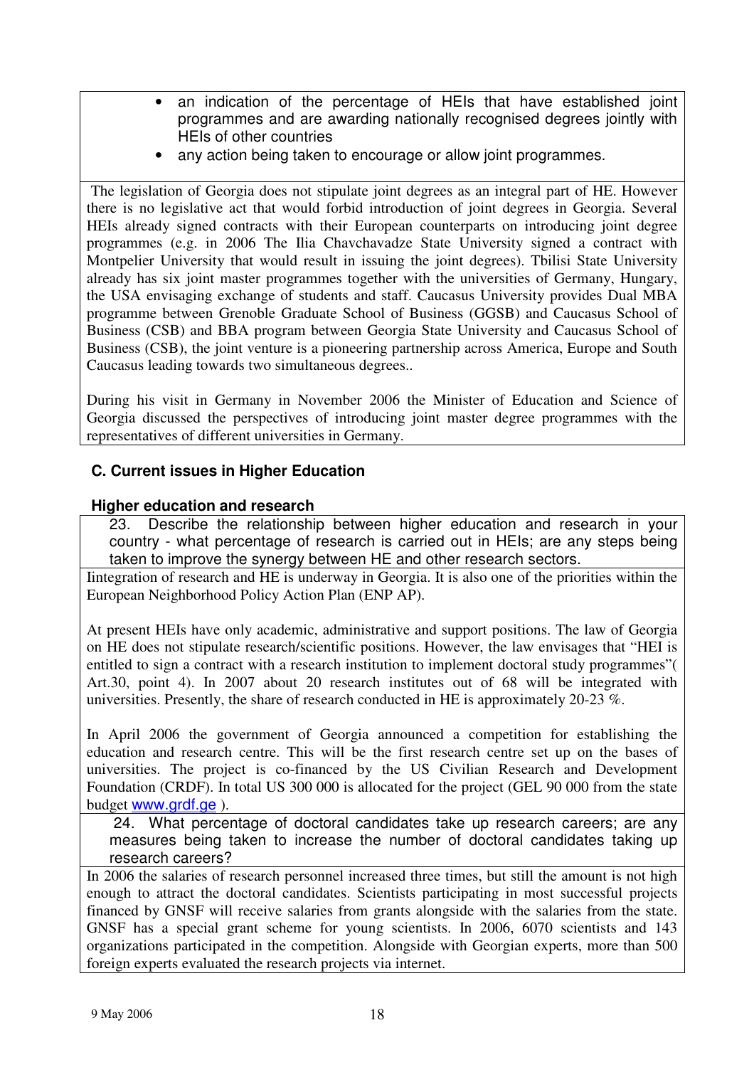- an indication of the percentage of HEIs that have established joint programmes and are awarding nationally recognised degrees jointly with HEIs of other countries
- any action being taken to encourage or allow joint programmes.

The legislation of Georgia does not stipulate joint degrees as an integral part of HE. However there is no legislative act that would forbid introduction of joint degrees in Georgia. Several HEIs already signed contracts with their European counterparts on introducing joint degree programmes (e.g. in 2006 The Ilia Chavchavadze State University signed a contract with Montpelier University that would result in issuing the joint degrees). Tbilisi State University already has six joint master programmes together with the universities of Germany, Hungary, the USA envisaging exchange of students and staff. Caucasus University provides Dual MBA programme between Grenoble Graduate School of Business (GGSB) and Caucasus School of Business (CSB) and BBA program between Georgia State University and Caucasus School of Business (CSB), the joint venture is a pioneering partnership across America, Europe and South Caucasus leading towards two simultaneous degrees..

During his visit in Germany in November 2006 the Minister of Education and Science of Georgia discussed the perspectives of introducing joint master degree programmes with the representatives of different universities in Germany.

## C. Current issues in Higher Education

### Higher education and research

23. Describe the relationship between higher education and research in your country - what percentage of research is carried out in HEIs; are any steps being taken to improve the synergy between HE and other research sectors.

Iintegration of research and HE is underway in Georgia. It is also one of the priorities within the European Neighborhood Policy Action Plan (ENP AP).

At present HEIs have only academic, administrative and support positions. The law of Georgia on HE does not stipulate research/scientific positions. However, the law envisages that "HEI is entitled to sign a contract with a research institution to implement doctoral study programmes"( Art.30, point 4). In 2007 about 20 research institutes out of 68 will be integrated with universities. Presently, the share of research conducted in HE is approximately 20-23 %.

In April 2006 the government of Georgia announced a competition for establishing the education and research centre. This will be the first research centre set up on the bases of universities. The project is co-financed by the US Civilian Research and Development Foundation (CRDF). In total US 300 000 is allocated for the project (GEL 90 000 from the state budget www.grdf.ge ).

24. What percentage of doctoral candidates take up research careers; are any measures being taken to increase the number of doctoral candidates taking up research careers?

In 2006 the salaries of research personnel increased three times, but still the amount is not high enough to attract the doctoral candidates. Scientists participating in most successful projects financed by GNSF will receive salaries from grants alongside with the salaries from the state. GNSF has a special grant scheme for young scientists. In 2006, 6070 scientists and 143 organizations participated in the competition. Alongside with Georgian experts, more than 500 foreign experts evaluated the research projects via internet.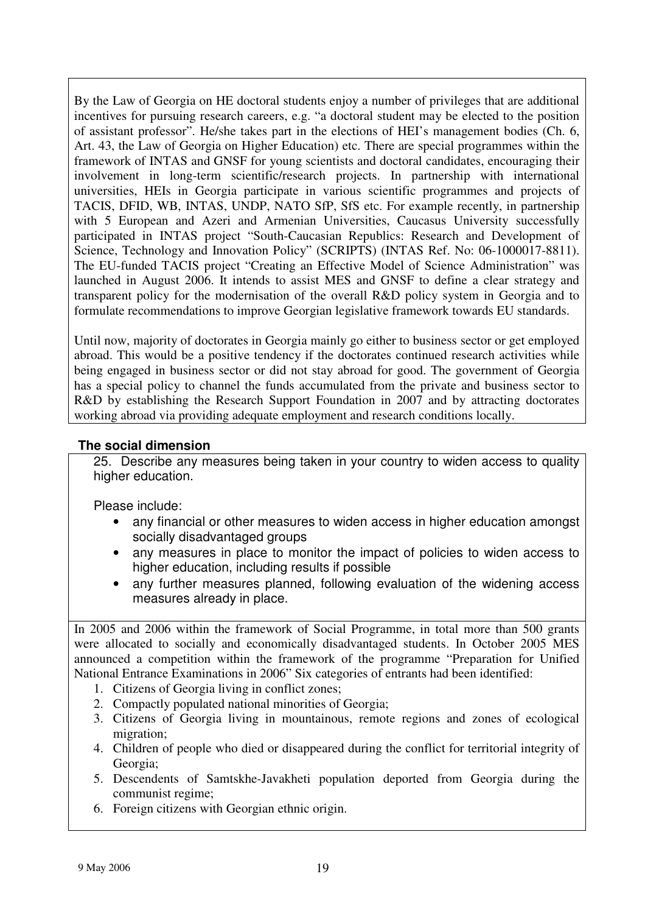By the Law of Georgia on HE doctoral students enjoy a number of privileges that are additional incentives for pursuing research careers, e.g. "a doctoral student may be elected to the position of assistant professor". He/she takes part in the elections of HEI's management bodies (Ch. 6, Art. 43, the Law of Georgia on Higher Education) etc. There are special programmes within the framework of INTAS and GNSF for young scientists and doctoral candidates, encouraging their involvement in long-term scientific/research projects. In partnership with international universities, HEIs in Georgia participate in various scientific programmes and projects of TACIS, DFID, WB, INTAS, UNDP, NATO SfP, SfS etc. For example recently, in partnership with 5 European and Azeri and Armenian Universities, Caucasus University successfully participated in INTAS project "South-Caucasian Republics: Research and Development of Science, Technology and Innovation Policy" (SCRIPTS) (INTAS Ref. No: 06-1000017-8811). The EU-funded TACIS project "Creating an Effective Model of Science Administration" was launched in August 2006. It intends to assist MES and GNSF to define a clear strategy and transparent policy for the modernisation of the overall R&D policy system in Georgia and to formulate recommendations to improve Georgian legislative framework towards EU standards.

Until now, majority of doctorates in Georgia mainly go either to business sector or get employed abroad. This would be a positive tendency if the doctorates continued research activities while being engaged in business sector or did not stay abroad for good. The government of Georgia has a special policy to channel the funds accumulated from the private and business sector to R&D by establishing the Research Support Foundation in 2007 and by attracting doctorates working abroad via providing adequate employment and research conditions locally.

## The social dimension

25. Describe any measures being taken in your country to widen access to quality higher education.

Please include:

- any financial or other measures to widen access in higher education amongst socially disadvantaged groups
- any measures in place to monitor the impact of policies to widen access to higher education, including results if possible
- any further measures planned, following evaluation of the widening access measures already in place.

In 2005 and 2006 within the framework of Social Programme, in total more than 500 grants were allocated to socially and economically disadvantaged students. In October 2005 MES announced a competition within the framework of the programme "Preparation for Unified National Entrance Examinations in 2006" Six categories of entrants had been identified:

1. Citizens of Georgia living in conflict zones;
2. Compactly populated national minorities of Georgia;
3. Citizens of Georgia living in mountainous, remote regions and zones of ecological migration;
4. Children of people who died or disappeared during the conflict for territorial integrity of Georgia;
5. Descendents of Samtskhe-Javakheti population deported from Georgia during the communist regime;
6. Foreign citizens with Georgian ethnic origin.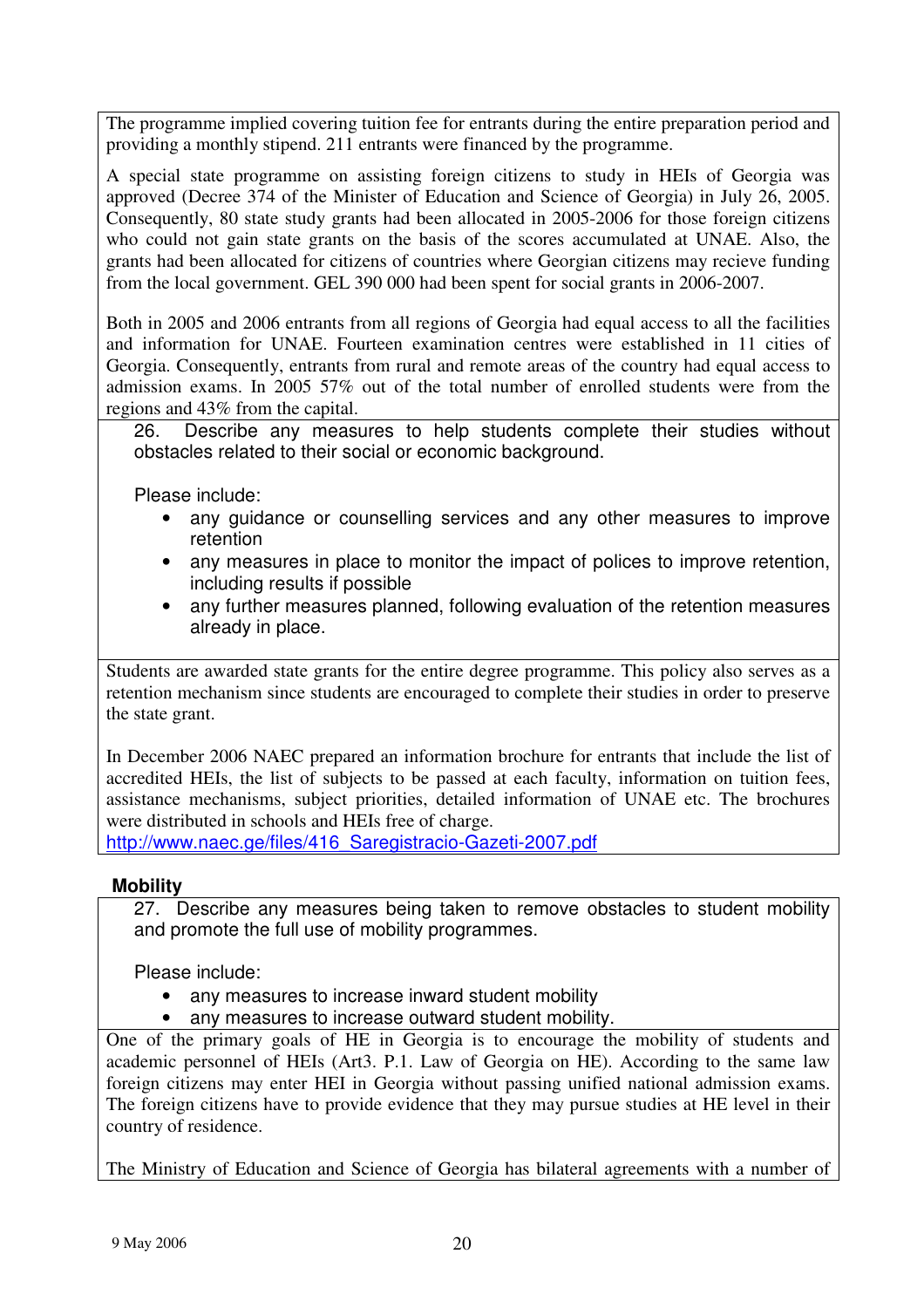The programme implied covering tuition fee for entrants during the entire preparation period and providing a monthly stipend. 211 entrants were financed by the programme.

A special state programme on assisting foreign citizens to study in HEIs of Georgia was approved (Decree 374 of the Minister of Education and Science of Georgia) in July 26, 2005. Consequently, 80 state study grants had been allocated in 2005-2006 for those foreign citizens who could not gain state grants on the basis of the scores accumulated at UNAE. Also, the grants had been allocated for citizens of countries where Georgian citizens may recieve funding from the local government. GEL 390 000 had been spent for social grants in 2006-2007.

Both in 2005 and 2006 entrants from all regions of Georgia had equal access to all the facilities and information for UNAE. Fourteen examination centres were established in 11 cities of Georgia. Consequently, entrants from rural and remote areas of the country had equal access to admission exams. In 2005 57% out of the total number of enrolled students were from the regions and 43% from the capital.

26. Describe any measures to help students complete their studies without obstacles related to their social or economic background.

Please include:

- any guidance or counselling services and any other measures to improve retention
- any measures in place to monitor the impact of polices to improve retention, including results if possible
- any further measures planned, following evaluation of the retention measures already in place.

Students are awarded state grants for the entire degree programme. This policy also serves as a retention mechanism since students are encouraged to complete their studies in order to preserve the state grant.

In December 2006 NAEC prepared an information brochure for entrants that include the list of accredited HEIs, the list of subjects to be passed at each faculty, information on tuition fees, assistance mechanisms, subject priorities, detailed information of UNAE etc. The brochures were distributed in schools and HEIs free of charge.
http://www.naec.ge/files/416_Saregistracio-Gazeti-2007.pdf

## Mobility

27. Describe any measures being taken to remove obstacles to student mobility and promote the full use of mobility programmes.

Please include:

- any measures to increase inward student mobility
- any measures to increase outward student mobility.

One of the primary goals of HE in Georgia is to encourage the mobility of students and academic personnel of HEIs (Art3. P.1. Law of Georgia on HE). According to the same law foreign citizens may enter HEI in Georgia without passing unified national admission exams. The foreign citizens have to provide evidence that they may pursue studies at HE level in their country of residence.

The Ministry of Education and Science of Georgia has bilateral agreements with a number of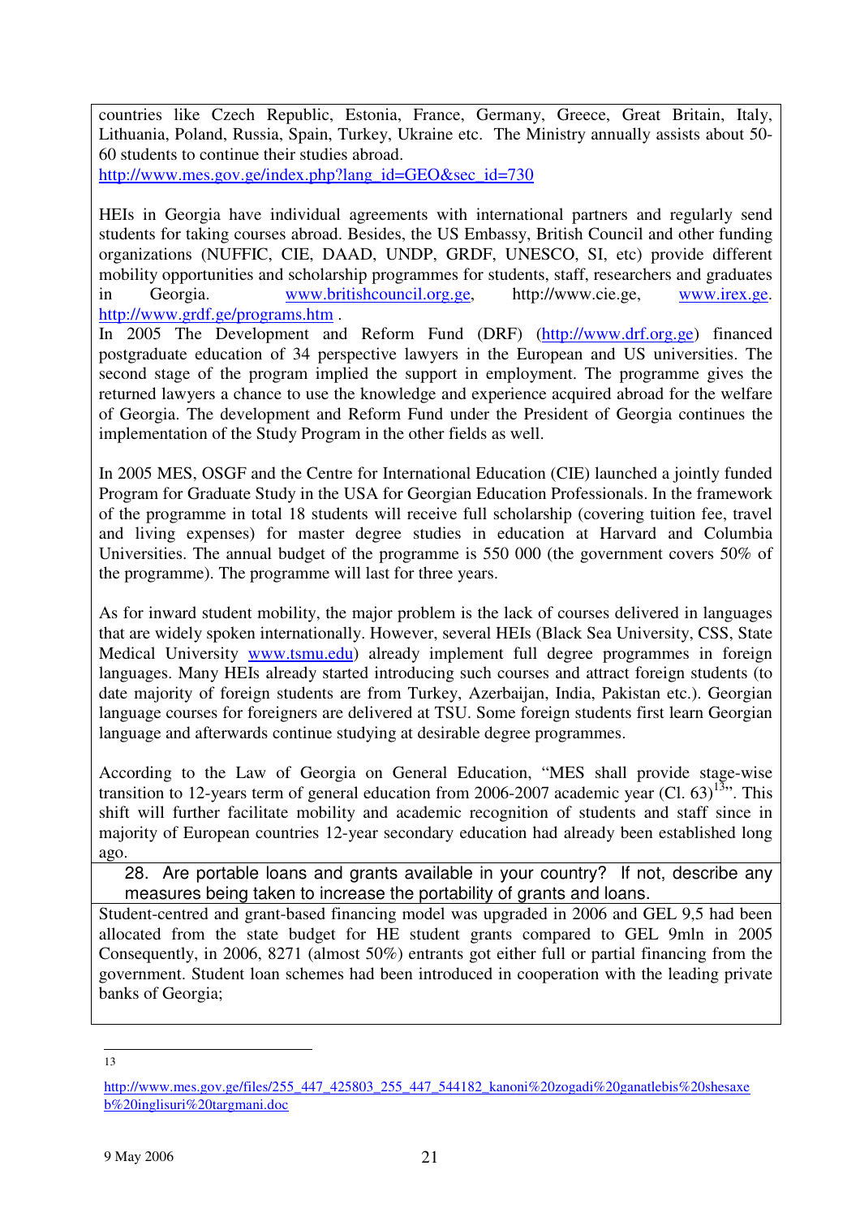countries like Czech Republic, Estonia, France, Germany, Greece, Great Britain, Italy, Lithuania, Poland, Russia, Spain, Turkey, Ukraine etc. The Ministry annually assists about 50-60 students to continue their studies abroad.
http://www.mes.gov.ge/index.php?lang_id=GEO&sec_id=730

HEIs in Georgia have individual agreements with international partners and regularly send students for taking courses abroad. Besides, the US Embassy, British Council and other funding organizations (NUFFIC, CIE, DAAD, UNDP, GRDF, UNESCO, SI, etc) provide different mobility opportunities and scholarship programmes for students, staff, researchers and graduates in Georgia. www.britishcouncil.org.ge, http://www.cie.ge, www.irex.ge. http://www.grdf.ge/programs.htm .

In 2005 The Development and Reform Fund (DRF) (http://www.drf.org.ge) financed postgraduate education of 34 perspective lawyers in the European and US universities. The second stage of the program implied the support in employment. The programme gives the returned lawyers a chance to use the knowledge and experience acquired abroad for the welfare of Georgia. The development and Reform Fund under the President of Georgia continues the implementation of the Study Program in the other fields as well.

In 2005 MES, OSGF and the Centre for International Education (CIE) launched a jointly funded Program for Graduate Study in the USA for Georgian Education Professionals. In the framework of the programme in total 18 students will receive full scholarship (covering tuition fee, travel and living expenses) for master degree studies in education at Harvard and Columbia Universities. The annual budget of the programme is 550 000 (the government covers 50% of the programme). The programme will last for three years.

As for inward student mobility, the major problem is the lack of courses delivered in languages that are widely spoken internationally. However, several HEIs (Black Sea University, CSS, State Medical University www.tsmu.edu) already implement full degree programmes in foreign languages. Many HEIs already started introducing such courses and attract foreign students (to date majority of foreign students are from Turkey, Azerbaijan, India, Pakistan etc.). Georgian language courses for foreigners are delivered at TSU. Some foreign students first learn Georgian language and afterwards continue studying at desirable degree programmes.

According to the Law of Georgia on General Education, "MES shall provide stage-wise transition to 12-years term of general education from 2006-2007 academic year (Cl. 63)[13]". This shift will further facilitate mobility and academic recognition of students and staff since in majority of European countries 12-year secondary education had already been established long ago.

28. Are portable loans and grants available in your country? If not, describe any measures being taken to increase the portability of grants and loans.

Student-centred and grant-based financing model was upgraded in 2006 and GEL 9,5 had been allocated from the state budget for HE student grants compared to GEL 9mln in 2005 Consequently, in 2006, 8271 (almost 50%) entrants got either full or partial financing from the government. Student loan schemes had been introduced in cooperation with the leading private banks of Georgia;

---

[13] http://www.mes.gov.ge/files/255_447_425803_255_447_544182_kanoni%20zogadi%20ganatlebis%20shesaxeb%20inglisuri%20targmani.doc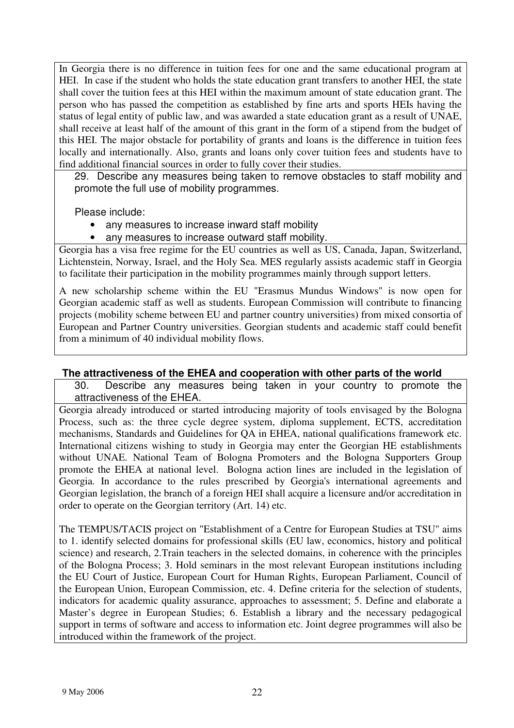In Georgia there is no difference in tuition fees for one and the same educational program at HEI. In case if the student who holds the state education grant transfers to another HEI, the state shall cover the tuition fees at this HEI within the maximum amount of state education grant. The person who has passed the competition as established by fine arts and sports HEIs having the status of legal entity of public law, and was awarded a state education grant as a result of UNAE, shall receive at least half of the amount of this grant in the form of a stipend from the budget of this HEI. The major obstacle for portability of grants and loans is the difference in tuition fees locally and internationally. Also, grants and loans only cover tuition fees and students have to find additional financial sources in order to fully cover their studies.

29. Describe any measures being taken to remove obstacles to staff mobility and promote the full use of mobility programmes.

Please include:

- any measures to increase inward staff mobility
- any measures to increase outward staff mobility.

Georgia has a visa free regime for the EU countries as well as US, Canada, Japan, Switzerland, Lichtenstein, Norway, Israel, and the Holy Sea. MES regularly assists academic staff in Georgia to facilitate their participation in the mobility programmes mainly through support letters.

A new scholarship scheme within the EU "Erasmus Mundus Windows" is now open for Georgian academic staff as well as students. European Commission will contribute to financing projects (mobility scheme between EU and partner country universities) from mixed consortia of European and Partner Country universities. Georgian students and academic staff could benefit from a minimum of 40 individual mobility flows.

## The attractiveness of the EHEA and cooperation with other parts of the world

30. Describe any measures being taken in your country to promote the attractiveness of the EHEA.

Georgia already introduced or started introducing majority of tools envisaged by the Bologna Process, such as: the three cycle degree system, diploma supplement, ECTS, accreditation mechanisms, Standards and Guidelines for QA in EHEA, national qualifications framework etc. International citizens wishing to study in Georgia may enter the Georgian HE establishments without UNAE. National Team of Bologna Promoters and the Bologna Supporters Group promote the EHEA at national level. Bologna action lines are included in the legislation of Georgia. In accordance to the rules prescribed by Georgia's international agreements and Georgian legislation, the branch of a foreign HEI shall acquire a licensure and/or accreditation in order to operate on the Georgian territory (Art. 14) etc.

The TEMPUS/TACIS project on "Establishment of a Centre for European Studies at TSU" aims to 1. identify selected domains for professional skills (EU law, economics, history and political science) and research, 2.Train teachers in the selected domains, in coherence with the principles of the Bologna Process; 3. Hold seminars in the most relevant European institutions including the EU Court of Justice, European Court for Human Rights, European Parliament, Council of the European Union, European Commission, etc. 4. Define criteria for the selection of students, indicators for academic quality assurance, approaches to assessment; 5. Define and elaborate a Master's degree in European Studies; 6. Establish a library and the necessary pedagogical support in terms of software and access to information etc. Joint degree programmes will also be introduced within the framework of the project.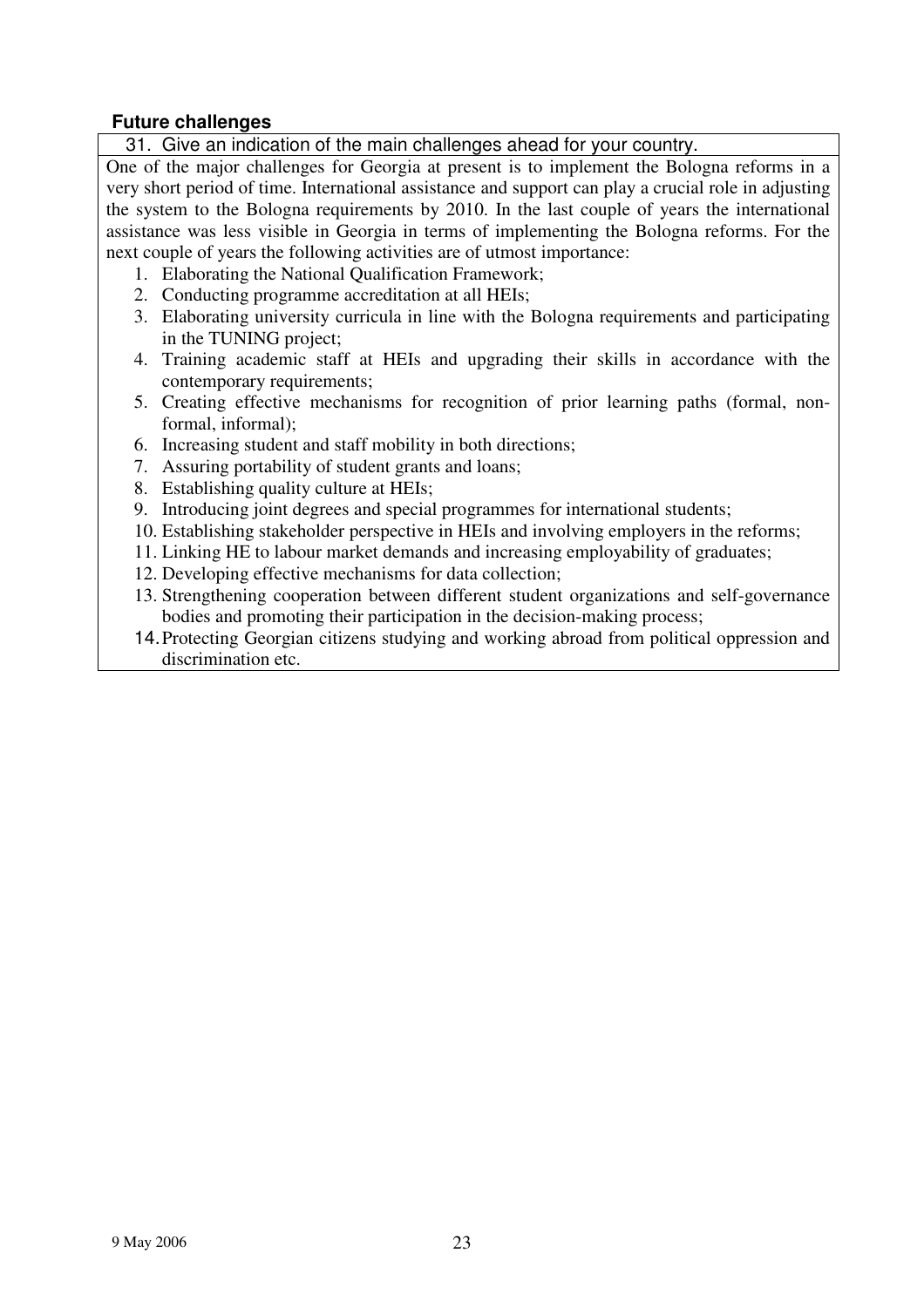**Future challenges**

31. Give an indication of the main challenges ahead for your country.

One of the major challenges for Georgia at present is to implement the Bologna reforms in a very short period of time. International assistance and support can play a crucial role in adjusting the system to the Bologna requirements by 2010. In the last couple of years the international assistance was less visible in Georgia in terms of implementing the Bologna reforms. For the next couple of years the following activities are of utmost importance:

1. Elaborating the National Qualification Framework;
2. Conducting programme accreditation at all HEIs;
3. Elaborating university curricula in line with the Bologna requirements and participating in the TUNING project;
4. Training academic staff at HEIs and upgrading their skills in accordance with the contemporary requirements;
5. Creating effective mechanisms for recognition of prior learning paths (formal, non-formal, informal);
6. Increasing student and staff mobility in both directions;
7. Assuring portability of student grants and loans;
8. Establishing quality culture at HEIs;
9. Introducing joint degrees and special programmes for international students;
10. Establishing stakeholder perspective in HEIs and involving employers in the reforms;
11. Linking HE to labour market demands and increasing employability of graduates;
12. Developing effective mechanisms for data collection;
13. Strengthening cooperation between different student organizations and self-governance bodies and promoting their participation in the decision-making process;
14. Protecting Georgian citizens studying and working abroad from political oppression and discrimination etc.